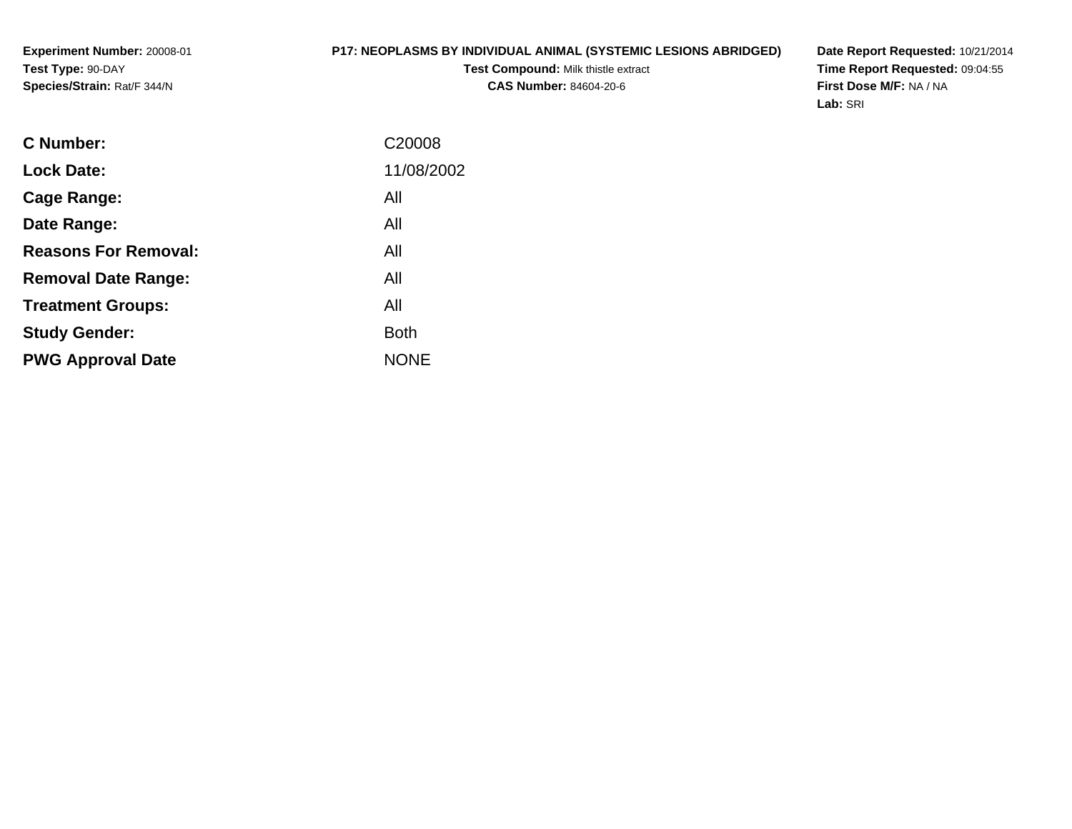**Experiment Number:** 20008-01
**Test Type:** 90-DAY
**Species/Strain:** Rat/F 344/N

**P17: NEOPLASMS BY INDIVIDUAL ANIMAL (SYSTEMIC LESIONS ABRIDGED)**
**Test Compound:** Milk thistle extract
**CAS Number:** 84604-20-6

**Date Report Requested:** 10/21/2014
**Time Report Requested:** 09:04:55
**First Dose M/F:** NA / NA
**Lab:** SRI

| | |
|---|---|
| **C Number:** | C20008 |
| **Lock Date:** | 11/08/2002 |
| **Cage Range:** | All |
| **Date Range:** | All |
| **Reasons For Removal:** | All |
| **Removal Date Range:** | All |
| **Treatment Groups:** | All |
| **Study Gender:** | Both |
| **PWG Approval Date** | NONE |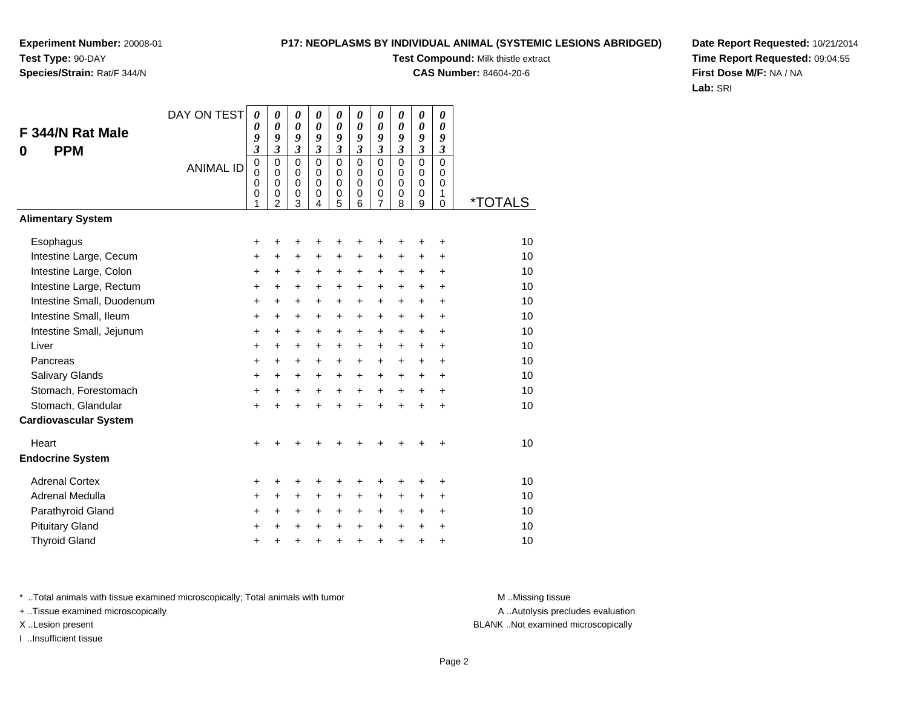**Experiment Number:** 20008-01
**Test Type:** 90-DAY
**Species/Strain:** Rat/F 344/N

**P17: NEOPLASMS BY INDIVIDUAL ANIMAL (SYSTEMIC LESIONS ABRIDGED)**
**Test Compound:** Milk thistle extract
**CAS Number:** 84604-20-6

**Date Report Requested:** 10/21/2014
**Time Report Requested:** 09:04:55
**First Dose M/F:** NA / NA
**Lab:** SRI

## F 344/N Rat Male
## 0 PPM

| DAY ON TEST | 0093 | 0093 | 0093 | 0093 | 0093 | 0093 | 0093 | 0093 | 0093 | 0093 | |
|---|---|---|---|---|---|---|---|---|---|---|---|
| ANIMAL ID | 00001 | 00002 | 00003 | 00004 | 00005 | 00006 | 00007 | 00008 | 00009 | 00010 | *TOTALS |
| **Alimentary System** | | | | | | | | | | | |
| Esophagus | + | + | + | + | + | + | + | + | + | + | 10 |
| Intestine Large, Cecum | + | + | + | + | + | + | + | + | + | + | 10 |
| Intestine Large, Colon | + | + | + | + | + | + | + | + | + | + | 10 |
| Intestine Large, Rectum | + | + | + | + | + | + | + | + | + | + | 10 |
| Intestine Small, Duodenum | + | + | + | + | + | + | + | + | + | + | 10 |
| Intestine Small, Ileum | + | + | + | + | + | + | + | + | + | + | 10 |
| Intestine Small, Jejunum | + | + | + | + | + | + | + | + | + | + | 10 |
| Liver | + | + | + | + | + | + | + | + | + | + | 10 |
| Pancreas | + | + | + | + | + | + | + | + | + | + | 10 |
| Salivary Glands | + | + | + | + | + | + | + | + | + | + | 10 |
| Stomach, Forestomach | + | + | + | + | + | + | + | + | + | + | 10 |
| Stomach, Glandular | + | + | + | + | + | + | + | + | + | + | 10 |
| **Cardiovascular System** | | | | | | | | | | | |
| Heart | + | + | + | + | + | + | + | + | + | + | 10 |
| **Endocrine System** | | | | | | | | | | | |
| Adrenal Cortex | + | + | + | + | + | + | + | + | + | + | 10 |
| Adrenal Medulla | + | + | + | + | + | + | + | + | + | + | 10 |
| Parathyroid Gland | + | + | + | + | + | + | + | + | + | + | 10 |
| Pituitary Gland | + | + | + | + | + | + | + | + | + | + | 10 |
| Thyroid Gland | + | + | + | + | + | + | + | + | + | + | 10 |

* ..Total animals with tissue examined microscopically; Total animals with tumor
+ ..Tissue examined microscopically
X ..Lesion present
I ..Insufficient tissue

M ..Missing tissue
A ..Autolysis precludes evaluation
BLANK ..Not examined microscopically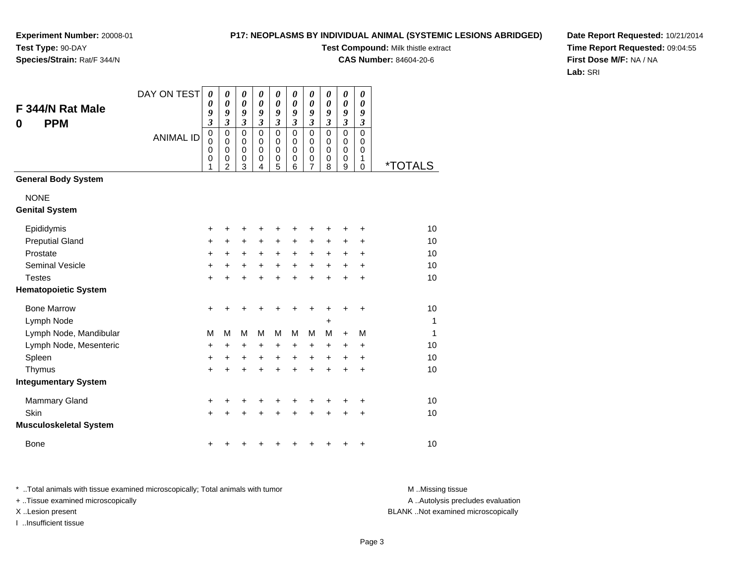**Experiment Number:** 20008-01
**Test Type:** 90-DAY
**Species/Strain:** Rat/F 344/N

**P17: NEOPLASMS BY INDIVIDUAL ANIMAL (SYSTEMIC LESIONS ABRIDGED)**
**Test Compound:** Milk thistle extract
**CAS Number:** 84604-20-6

**Date Report Requested:** 10/21/2014
**Time Report Requested:** 09:04:55
**First Dose M/F:** NA / NA
**Lab:** SRI

## F 344/N Rat Male
## 0 PPM

| DAY ON TEST | 0093 | 0093 | 0093 | 0093 | 0093 | 0093 | 0093 | 0093 | 0093 | 0093 | |
|---|---|---|---|---|---|---|---|---|---|---|---|
| ANIMAL ID | 00001 | 00002 | 00003 | 00004 | 00005 | 00006 | 00007 | 00008 | 00009 | 00010 | *TOTALS |
| **General Body System** | | | | | | | | | | | |
| NONE | | | | | | | | | | | |
| **Genital System** | | | | | | | | | | | |
| Epididymis | + | + | + | + | + | + | + | + | + | + | 10 |
| Preputial Gland | + | + | + | + | + | + | + | + | + | + | 10 |
| Prostate | + | + | + | + | + | + | + | + | + | + | 10 |
| Seminal Vesicle | + | + | + | + | + | + | + | + | + | + | 10 |
| Testes | + | + | + | + | + | + | + | + | + | + | 10 |
| **Hematopoietic System** | | | | | | | | | | | |
| Bone Marrow | + | + | + | + | + | + | + | + | + | + | 10 |
| Lymph Node | | | | | | | | + | | | 1 |
| Lymph Node, Mandibular | M | M | M | M | M | M | M | M | + | M | 1 |
| Lymph Node, Mesenteric | + | + | + | + | + | + | + | + | + | + | 10 |
| Spleen | + | + | + | + | + | + | + | + | + | + | 10 |
| Thymus | + | + | + | + | + | + | + | + | + | + | 10 |
| **Integumentary System** | | | | | | | | | | | |
| Mammary Gland | + | + | + | + | + | + | + | + | + | + | 10 |
| Skin | + | + | + | + | + | + | + | + | + | + | 10 |
| **Musculoskeletal System** | | | | | | | | | | | |
| Bone | + | + | + | + | + | + | + | + | + | + | 10 |

* ..Total animals with tissue examined microscopically; Total animals with tumor
+ ..Tissue examined microscopically
X ..Lesion present
I ..Insufficient tissue

M ..Missing tissue
A ..Autolysis precludes evaluation
BLANK ..Not examined microscopically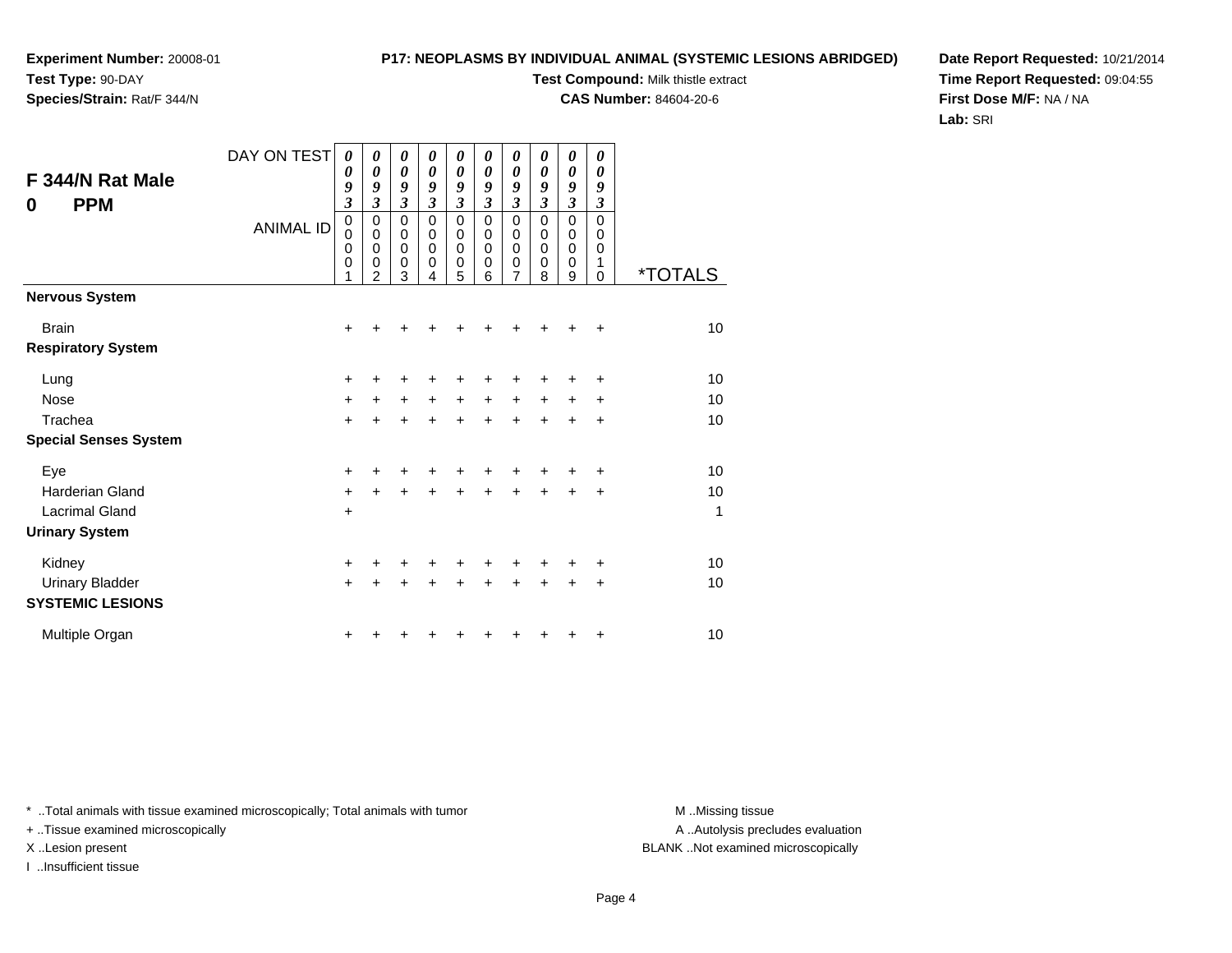**Experiment Number:** 20008-01
**Test Type:** 90-DAY
**Species/Strain:** Rat/F 344/N

**P17: NEOPLASMS BY INDIVIDUAL ANIMAL (SYSTEMIC LESIONS ABRIDGED)**
**Test Compound:** Milk thistle extract
**CAS Number:** 84604-20-6

**Date Report Requested:** 10/21/2014
**Time Report Requested:** 09:04:55
**First Dose M/F:** NA / NA
**Lab:** SRI

## F 344/N Rat Male
## 0 PPM

| DAY ON TEST | 0093 | 0093 | 0093 | 0093 | 0093 | 0093 | 0093 | 0093 | 0093 | 0093 | |
|---|---|---|---|---|---|---|---|---|---|---|---|
| ANIMAL ID | 00001 | 00002 | 00003 | 00004 | 00005 | 00006 | 00007 | 00008 | 00009 | 00010 | *TOTALS |
| **Nervous System** | | | | | | | | | | | |
| Brain | + | + | + | + | + | + | + | + | + | + | 10 |
| **Respiratory System** | | | | | | | | | | | |
| Lung | + | + | + | + | + | + | + | + | + | + | 10 |
| Nose | + | + | + | + | + | + | + | + | + | + | 10 |
| Trachea | + | + | + | + | + | + | + | + | + | + | 10 |
| **Special Senses System** | | | | | | | | | | | |
| Eye | + | + | + | + | + | + | + | + | + | + | 10 |
| Harderian Gland | + | + | + | + | + | + | + | + | + | + | 10 |
| Lacrimal Gland | + | | | | | | | | | | 1 |
| **Urinary System** | | | | | | | | | | | |
| Kidney | + | + | + | + | + | + | + | + | + | + | 10 |
| Urinary Bladder | + | + | + | + | + | + | + | + | + | + | 10 |
| **SYSTEMIC LESIONS** | | | | | | | | | | | |
| Multiple Organ | + | + | + | + | + | + | + | + | + | + | 10 |

* ..Total animals with tissue examined microscopically; Total animals with tumor
+ ..Tissue examined microscopically
X ..Lesion present
I ..Insufficient tissue

M ..Missing tissue
A ..Autolysis precludes evaluation
BLANK ..Not examined microscopically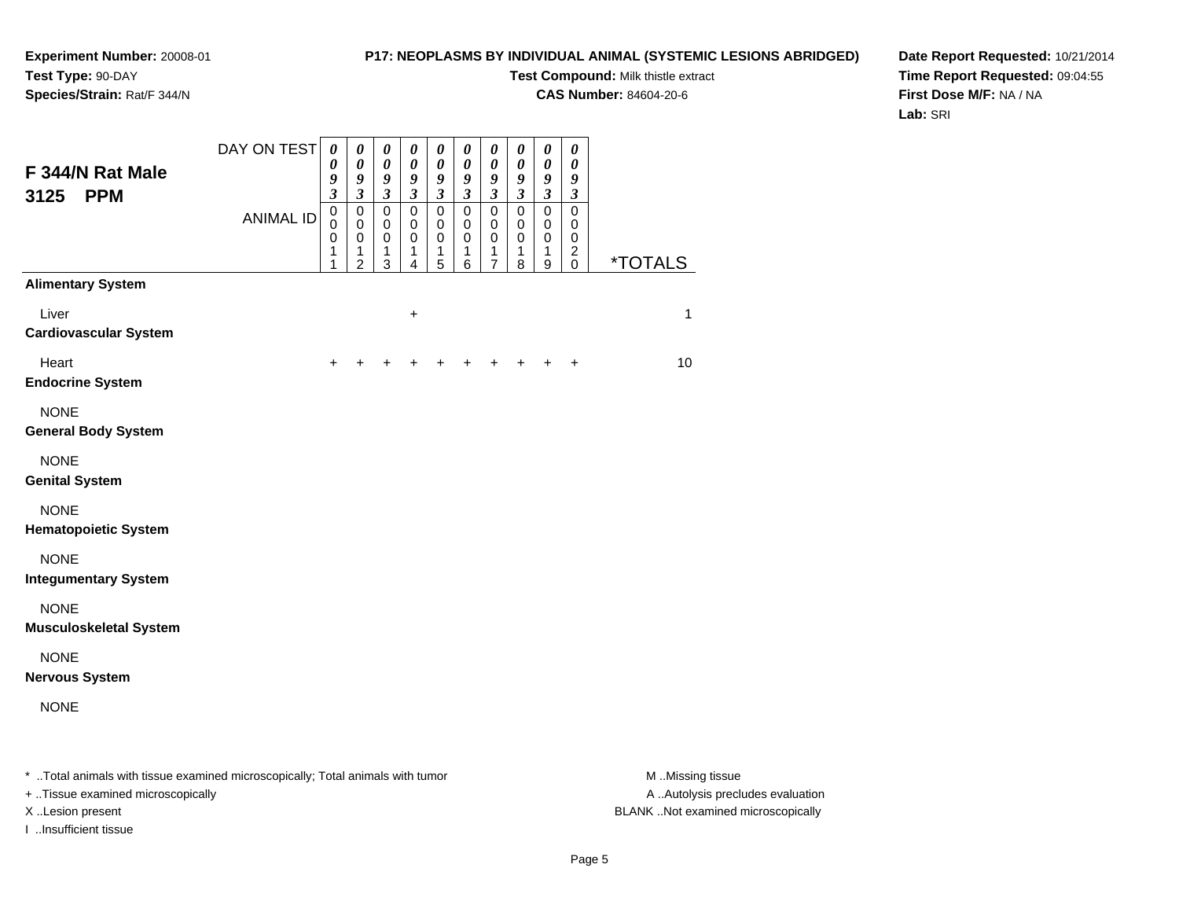**Experiment Number:** 20008-01
**Test Type:** 90-DAY
**Species/Strain:** Rat/F 344/N

**P17: NEOPLASMS BY INDIVIDUAL ANIMAL (SYSTEMIC LESIONS ABRIDGED)**
**Test Compound:** Milk thistle extract
**CAS Number:** 84604-20-6

**Date Report Requested:** 10/21/2014
**Time Report Requested:** 09:04:55
**First Dose M/F:** NA / NA
**Lab:** SRI

## F 344/N Rat Male 3125 PPM

| DAY ON TEST | 0093 | 0093 | 0093 | 0093 | 0093 | 0093 | 0093 | 0093 | 0093 | 0093 | |
|---|---|---|---|---|---|---|---|---|---|---|---|
| ANIMAL ID | 00011 | 00012 | 00013 | 00014 | 00015 | 00016 | 00017 | 00018 | 00019 | 00020 | *TOTALS |
| **Alimentary System** | | | | | | | | | | | |
| Liver | | | | + | | | | | | | 1 |
| **Cardiovascular System** | | | | | | | | | | | |
| Heart | + | + | + | + | + | + | + | + | + | + | 10 |
| **Endocrine System** | | | | | | | | | | | |
| NONE | | | | | | | | | | | |
| **General Body System** | | | | | | | | | | | |
| NONE | | | | | | | | | | | |
| **Genital System** | | | | | | | | | | | |
| NONE | | | | | | | | | | | |
| **Hematopoietic System** | | | | | | | | | | | |
| NONE | | | | | | | | | | | |
| **Integumentary System** | | | | | | | | | | | |
| NONE | | | | | | | | | | | |
| **Musculoskeletal System** | | | | | | | | | | | |
| NONE | | | | | | | | | | | |
| **Nervous System** | | | | | | | | | | | |
| NONE | | | | | | | | | | | |

* ..Total animals with tissue examined microscopically; Total animals with tumor
+ ..Tissue examined microscopically
X ..Lesion present
I ..Insufficient tissue

M ..Missing tissue
A ..Autolysis precludes evaluation
BLANK ..Not examined microscopically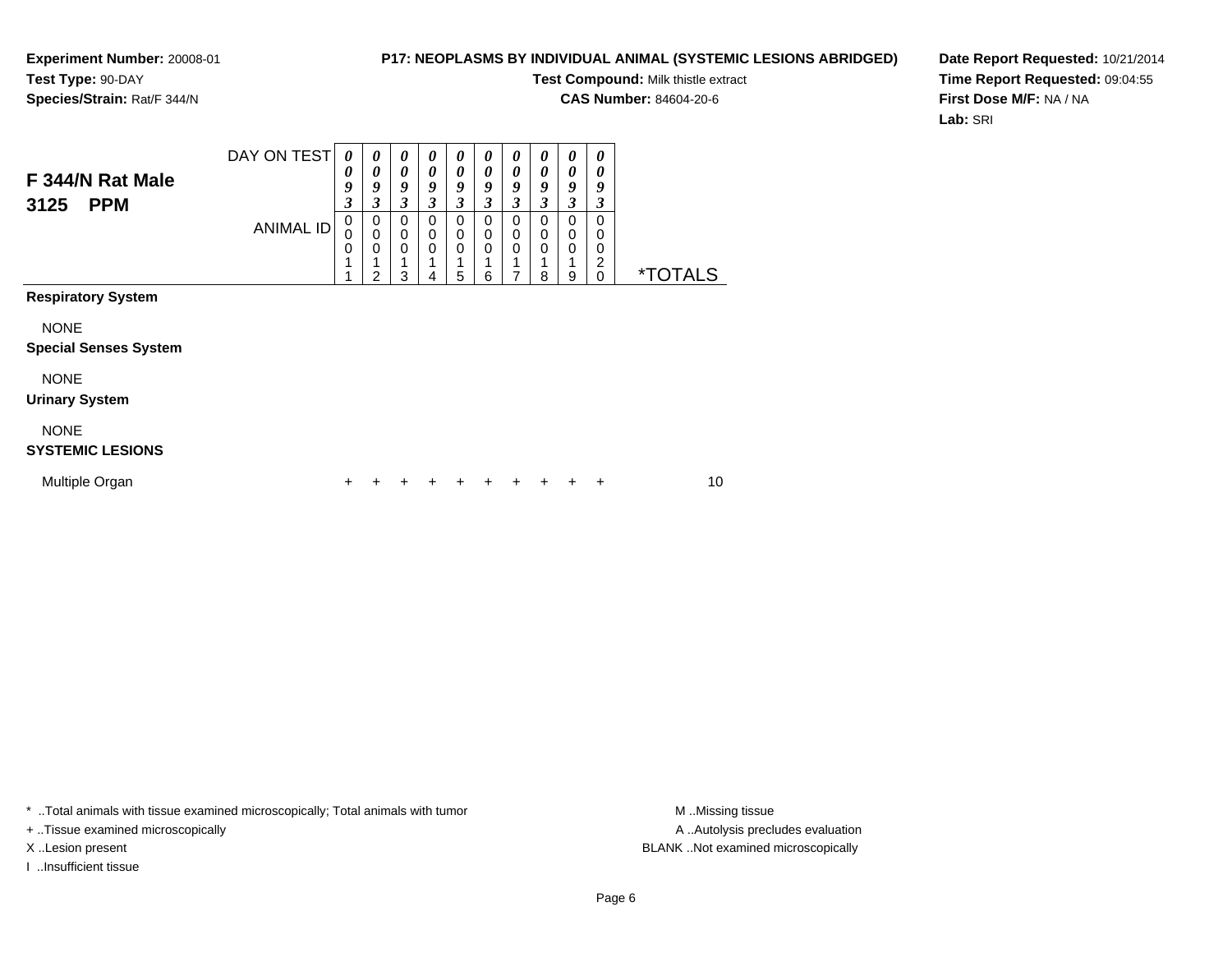**Experiment Number:** 20008-01
**Test Type:** 90-DAY
**Species/Strain:** Rat/F 344/N

**P17: NEOPLASMS BY INDIVIDUAL ANIMAL (SYSTEMIC LESIONS ABRIDGED)**
**Test Compound:** Milk thistle extract
**CAS Number:** 84604-20-6

**Date Report Requested:** 10/21/2014
**Time Report Requested:** 09:04:55
**First Dose M/F:** NA / NA
**Lab:** SRI

## F 344/N Rat Male 3125 PPM

| DAY ON TEST | 0093 | 0093 | 0093 | 0093 | 0093 | 0093 | 0093 | 0093 | 0093 | 0093 | |
|---|---|---|---|---|---|---|---|---|---|---|---|
| **ANIMAL ID** | 00011 | 00012 | 00013 | 00014 | 00015 | 00016 | 00017 | 00018 | 00019 | 00020 | ***TOTALS** |
| **Respiratory System** | | | | | | | | | | | |
| NONE | | | | | | | | | | | |
| **Special Senses System** | | | | | | | | | | | |
| NONE | | | | | | | | | | | |
| **Urinary System** | | | | | | | | | | | |
| NONE | | | | | | | | | | | |
| **SYSTEMIC LESIONS** | | | | | | | | | | | |
| Multiple Organ | + | + | + | + | + | + | + | + | + | + | 10 |

* ..Total animals with tissue examined microscopically; Total animals with tumor
+ ..Tissue examined microscopically
X ..Lesion present
I ..Insufficient tissue

M ..Missing tissue
A ..Autolysis precludes evaluation
BLANK ..Not examined microscopically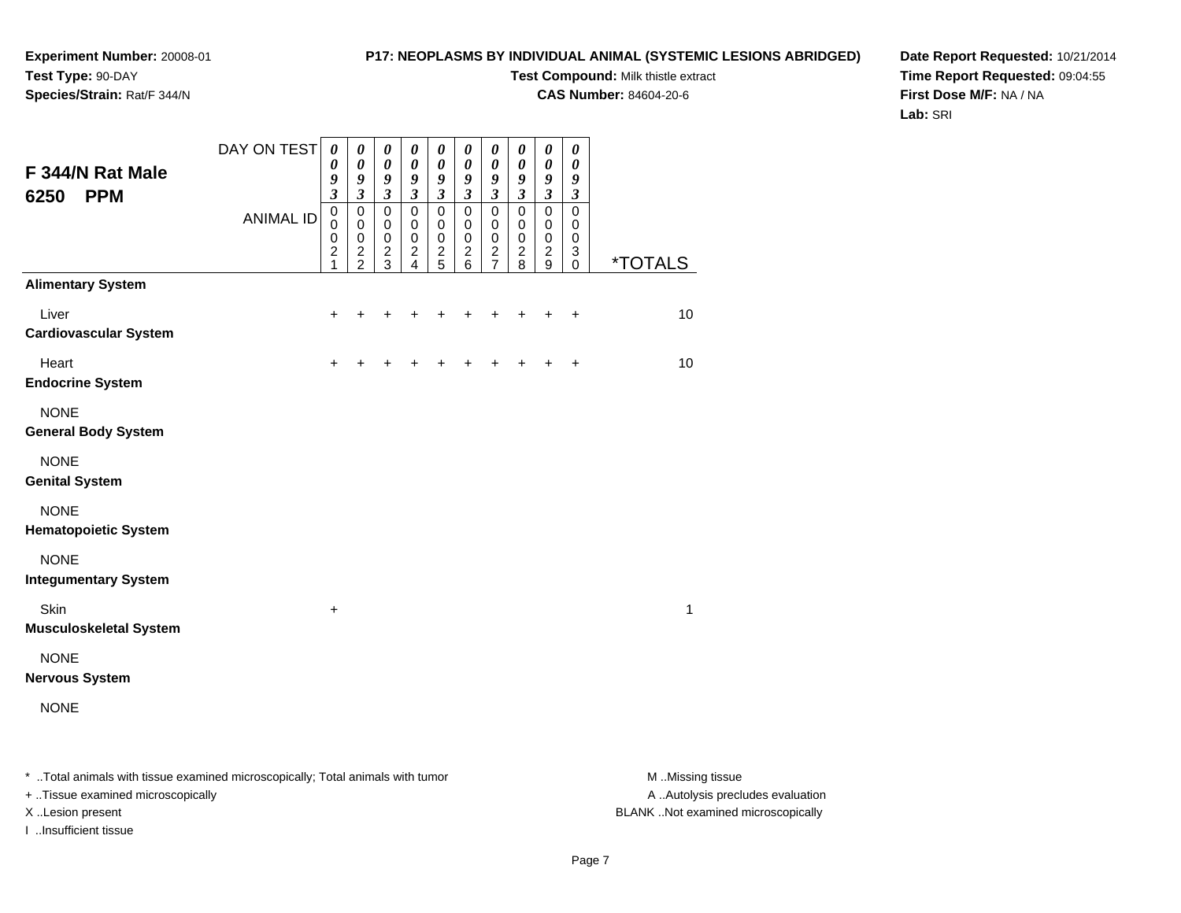**Experiment Number:** 20008-01
**Test Type:** 90-DAY
**Species/Strain:** Rat/F 344/N

**P17: NEOPLASMS BY INDIVIDUAL ANIMAL (SYSTEMIC LESIONS ABRIDGED)**
**Test Compound:** Milk thistle extract
**CAS Number:** 84604-20-6

**Date Report Requested:** 10/21/2014
**Time Report Requested:** 09:04:55
**First Dose M/F:** NA / NA
**Lab:** SRI

## F 344/N Rat Male 6250 PPM

| DAY ON TEST | 0093 | 0093 | 0093 | 0093 | 0093 | 0093 | 0093 | 0093 | 0093 | 0093 | |
|---|---|---|---|---|---|---|---|---|---|---|---|
| ANIMAL ID | 00021 | 00022 | 00023 | 00024 | 00025 | 00026 | 00027 | 00028 | 00029 | 00030 | *TOTALS |
| **Alimentary System** | | | | | | | | | | | |
| Liver | + | + | + | + | + | + | + | + | + | + | 10 |
| **Cardiovascular System** | | | | | | | | | | | |
| Heart | + | + | + | + | + | + | + | + | + | + | 10 |
| **Endocrine System** | | | | | | | | | | | |
| NONE | | | | | | | | | | | |
| **General Body System** | | | | | | | | | | | |
| NONE | | | | | | | | | | | |
| **Genital System** | | | | | | | | | | | |
| NONE | | | | | | | | | | | |
| **Hematopoietic System** | | | | | | | | | | | |
| NONE | | | | | | | | | | | |
| **Integumentary System** | | | | | | | | | | | |
| Skin | + | | | | | | | | | | 1 |
| **Musculoskeletal System** | | | | | | | | | | | |
| NONE | | | | | | | | | | | |
| **Nervous System** | | | | | | | | | | | |
| NONE | | | | | | | | | | | |

* ..Total animals with tissue examined microscopically; Total animals with tumor
+ ..Tissue examined microscopically
X ..Lesion present
I ..Insufficient tissue

M ..Missing tissue
A ..Autolysis precludes evaluation
BLANK ..Not examined microscopically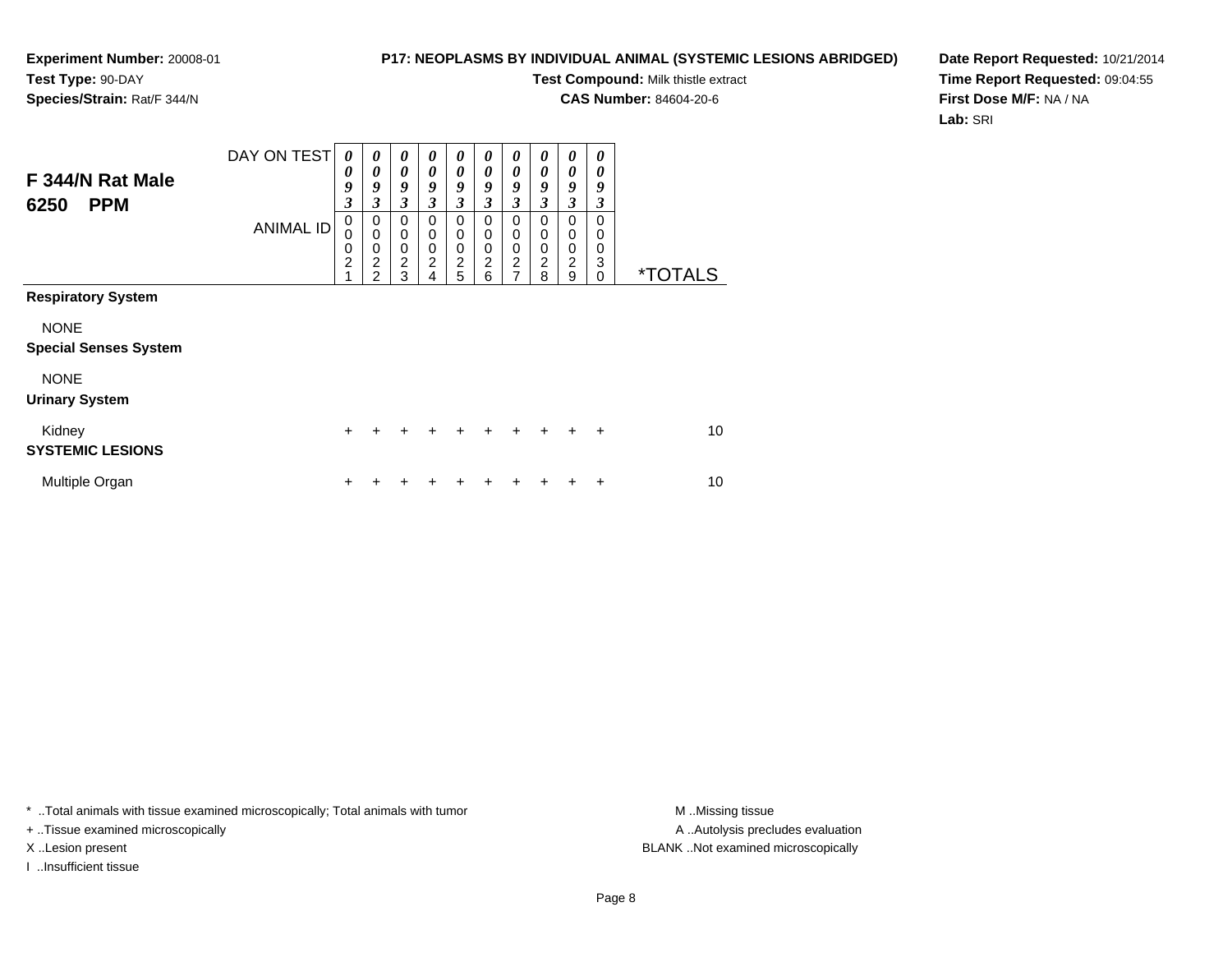**Experiment Number:** 20008-01
**Test Type:** 90-DAY
**Species/Strain:** Rat/F 344/N

**P17: NEOPLASMS BY INDIVIDUAL ANIMAL (SYSTEMIC LESIONS ABRIDGED)**
**Test Compound:** Milk thistle extract
**CAS Number:** 84604-20-6

**Date Report Requested:** 10/21/2014
**Time Report Requested:** 09:04:55
**First Dose M/F:** NA / NA
**Lab:** SRI

## F 344/N Rat Male 6250 PPM

| DAY ON TEST | 0093 | 0093 | 0093 | 0093 | 0093 | 0093 | 0093 | 0093 | 0093 | 0093 | |
|---|---|---|---|---|---|---|---|---|---|---|---|
| ANIMAL ID | 00021 | 00022 | 00023 | 00024 | 00025 | 00026 | 00027 | 00028 | 00029 | 00030 | *TOTALS |
| **Respiratory System** | | | | | | | | | | | |
| NONE | | | | | | | | | | | |
| **Special Senses System** | | | | | | | | | | | |
| NONE | | | | | | | | | | | |
| **Urinary System** | | | | | | | | | | | |
| Kidney | + | + | + | + | + | + | + | + | + | + | 10 |
| **SYSTEMIC LESIONS** | | | | | | | | | | | |
| Multiple Organ | + | + | + | + | + | + | + | + | + | + | 10 |

\* ..Total animals with tissue examined microscopically; Total animals with tumor
+ ..Tissue examined microscopically
X ..Lesion present
I ..Insufficient tissue

M ..Missing tissue
A ..Autolysis precludes evaluation
BLANK ..Not examined microscopically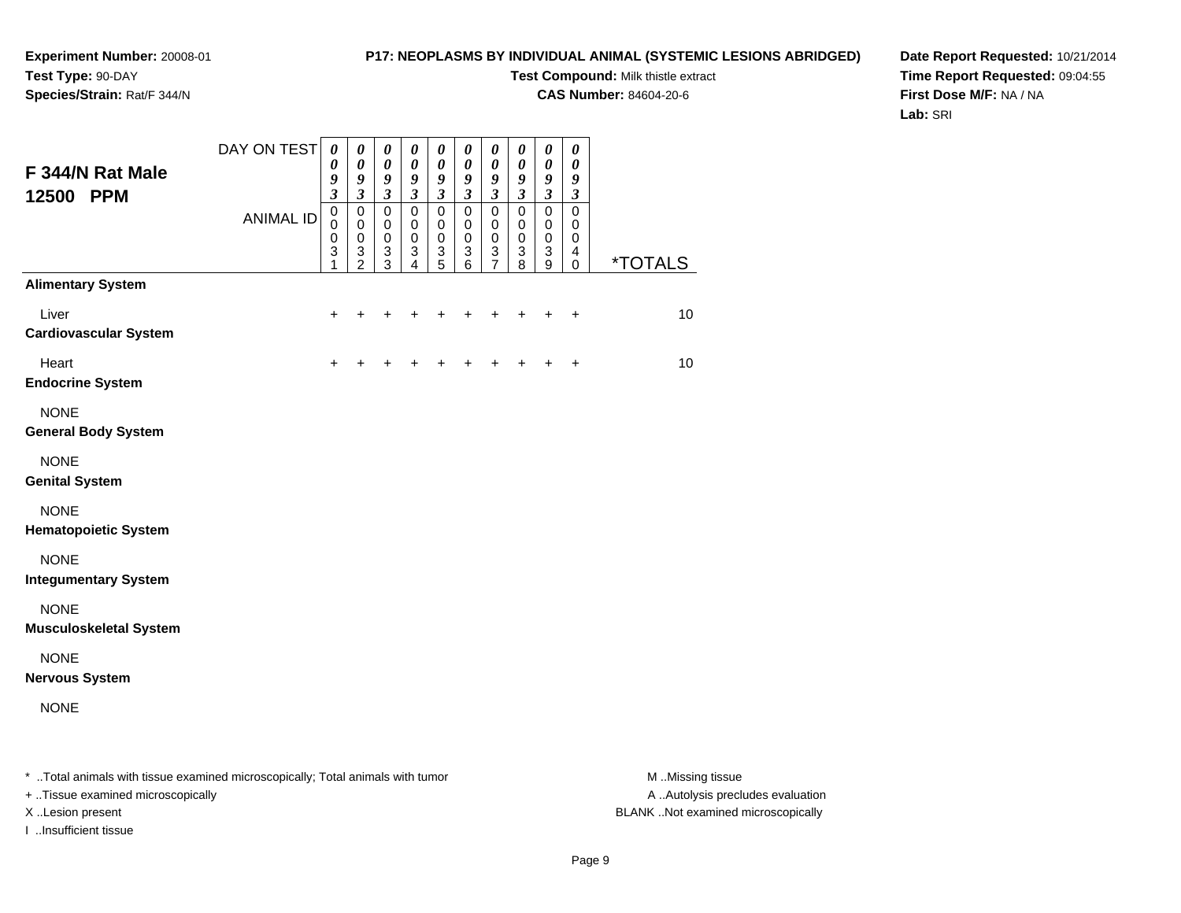**Experiment Number:** 20008-01
**Test Type:** 90-DAY
**Species/Strain:** Rat/F 344/N

**P17: NEOPLASMS BY INDIVIDUAL ANIMAL (SYSTEMIC LESIONS ABRIDGED)**
**Test Compound:** Milk thistle extract
**CAS Number:** 84604-20-6

**Date Report Requested:** 10/21/2014
**Time Report Requested:** 09:04:55
**First Dose M/F:** NA / NA
**Lab:** SRI

## F 344/N Rat Male 12500 PPM

| DAY ON TEST | 0093 | 0093 | 0093 | 0093 | 0093 | 0093 | 0093 | 0093 | 0093 | 0093 | |
|---|---|---|---|---|---|---|---|---|---|---|---|
| ANIMAL ID | 00031 | 00032 | 00033 | 00034 | 00035 | 00036 | 00037 | 00038 | 00039 | 00040 | *TOTALS |
| **Alimentary System** | | | | | | | | | | | |
| Liver | + | + | + | + | + | + | + | + | + | + | 10 |
| **Cardiovascular System** | | | | | | | | | | | |
| Heart | + | + | + | + | + | + | + | + | + | + | 10 |
| **Endocrine System** | | | | | | | | | | | |
| NONE | | | | | | | | | | | |
| **General Body System** | | | | | | | | | | | |
| NONE | | | | | | | | | | | |
| **Genital System** | | | | | | | | | | | |
| NONE | | | | | | | | | | | |
| **Hematopoietic System** | | | | | | | | | | | |
| NONE | | | | | | | | | | | |
| **Integumentary System** | | | | | | | | | | | |
| NONE | | | | | | | | | | | |
| **Musculoskeletal System** | | | | | | | | | | | |
| NONE | | | | | | | | | | | |
| **Nervous System** | | | | | | | | | | | |
| NONE | | | | | | | | | | | |

* ..Total animals with tissue examined microscopically; Total animals with tumor
+ ..Tissue examined microscopically
X ..Lesion present
I ..Insufficient tissue

M ..Missing tissue
A ..Autolysis precludes evaluation
BLANK ..Not examined microscopically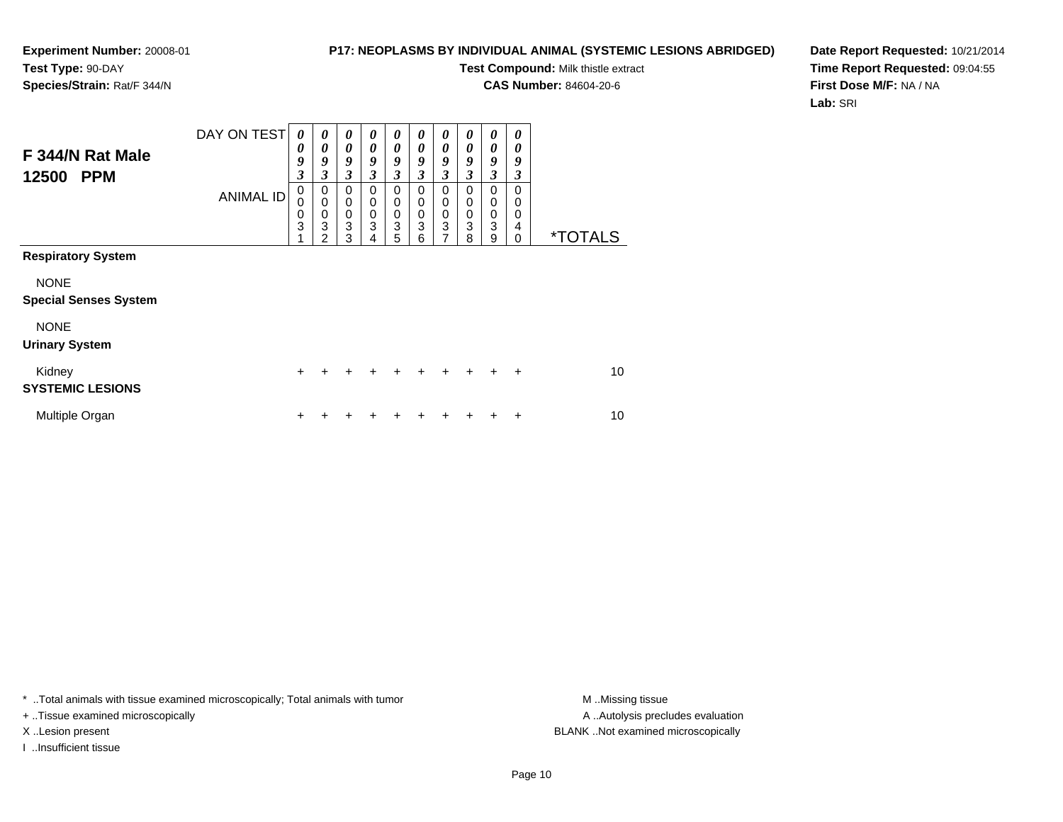**Experiment Number:** 20008-01
**Test Type:** 90-DAY
**Species/Strain:** Rat/F 344/N

**P17: NEOPLASMS BY INDIVIDUAL ANIMAL (SYSTEMIC LESIONS ABRIDGED)**
**Test Compound:** Milk thistle extract
**CAS Number:** 84604-20-6

**Date Report Requested:** 10/21/2014
**Time Report Requested:** 09:04:55
**First Dose M/F:** NA / NA
**Lab:** SRI

| F 344/N Rat Male 12500 PPM | | | | | | | | | | | |
|---|---|---|---|---|---|---|---|---|---|---|---|
| DAY ON TEST | 0093 | 0093 | 0093 | 0093 | 0093 | 0093 | 0093 | 0093 | 0093 | 0093 | |
| ANIMAL ID | 00031 | 00032 | 00033 | 00034 | 00035 | 00036 | 00037 | 00038 | 00039 | 00040 | *TOTALS |
| **Respiratory System** | | | | | | | | | | | |
| NONE | | | | | | | | | | | |
| **Special Senses System** | | | | | | | | | | | |
| NONE | | | | | | | | | | | |
| **Urinary System** | | | | | | | | | | | |
| Kidney | + | + | + | + | + | + | + | + | + | + | 10 |
| **SYSTEMIC LESIONS** | | | | | | | | | | | |
| Multiple Organ | + | + | + | + | + | + | + | + | + | + | 10 |

* ..Total animals with tissue examined microscopically; Total animals with tumor
+ ..Tissue examined microscopically
X ..Lesion present
I ..Insufficient tissue

M ..Missing tissue
A ..Autolysis precludes evaluation
BLANK ..Not examined microscopically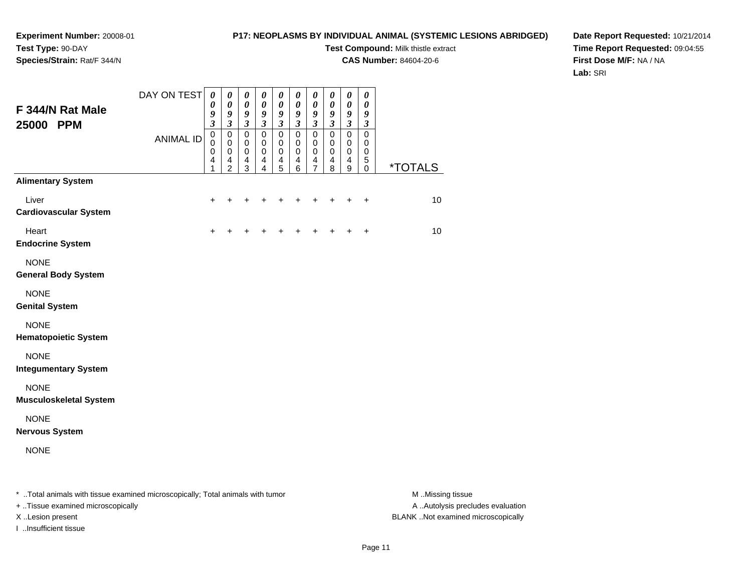**Experiment Number:** 20008-01
**Test Type:** 90-DAY
**Species/Strain:** Rat/F 344/N

**P17: NEOPLASMS BY INDIVIDUAL ANIMAL (SYSTEMIC LESIONS ABRIDGED)**
**Test Compound:** Milk thistle extract
**CAS Number:** 84604-20-6

**Date Report Requested:** 10/21/2014
**Time Report Requested:** 09:04:55
**First Dose M/F:** NA / NA
**Lab:** SRI

## F 344/N Rat Male 25000 PPM

| DAY ON TEST | 0093 | 0093 | 0093 | 0093 | 0093 | 0093 | 0093 | 0093 | 0093 | 0093 | |
|---|---|---|---|---|---|---|---|---|---|---|---|
| ANIMAL ID | 00041 | 00042 | 00043 | 00044 | 00045 | 00046 | 00047 | 00048 | 00049 | 00050 | *TOTALS |
| **Alimentary System** | | | | | | | | | | | |
| Liver | + | + | + | + | + | + | + | + | + | + | 10 |
| **Cardiovascular System** | | | | | | | | | | | |
| Heart | + | + | + | + | + | + | + | + | + | + | 10 |
| **Endocrine System** | | | | | | | | | | | |
| NONE | | | | | | | | | | | |
| **General Body System** | | | | | | | | | | | |
| NONE | | | | | | | | | | | |
| **Genital System** | | | | | | | | | | | |
| NONE | | | | | | | | | | | |
| **Hematopoietic System** | | | | | | | | | | | |
| NONE | | | | | | | | | | | |
| **Integumentary System** | | | | | | | | | | | |
| NONE | | | | | | | | | | | |
| **Musculoskeletal System** | | | | | | | | | | | |
| NONE | | | | | | | | | | | |
| **Nervous System** | | | | | | | | | | | |
| NONE | | | | | | | | | | | |

* ..Total animals with tissue examined microscopically; Total animals with tumor
+ ..Tissue examined microscopically
X ..Lesion present
I ..Insufficient tissue

M ..Missing tissue
A ..Autolysis precludes evaluation
BLANK ..Not examined microscopically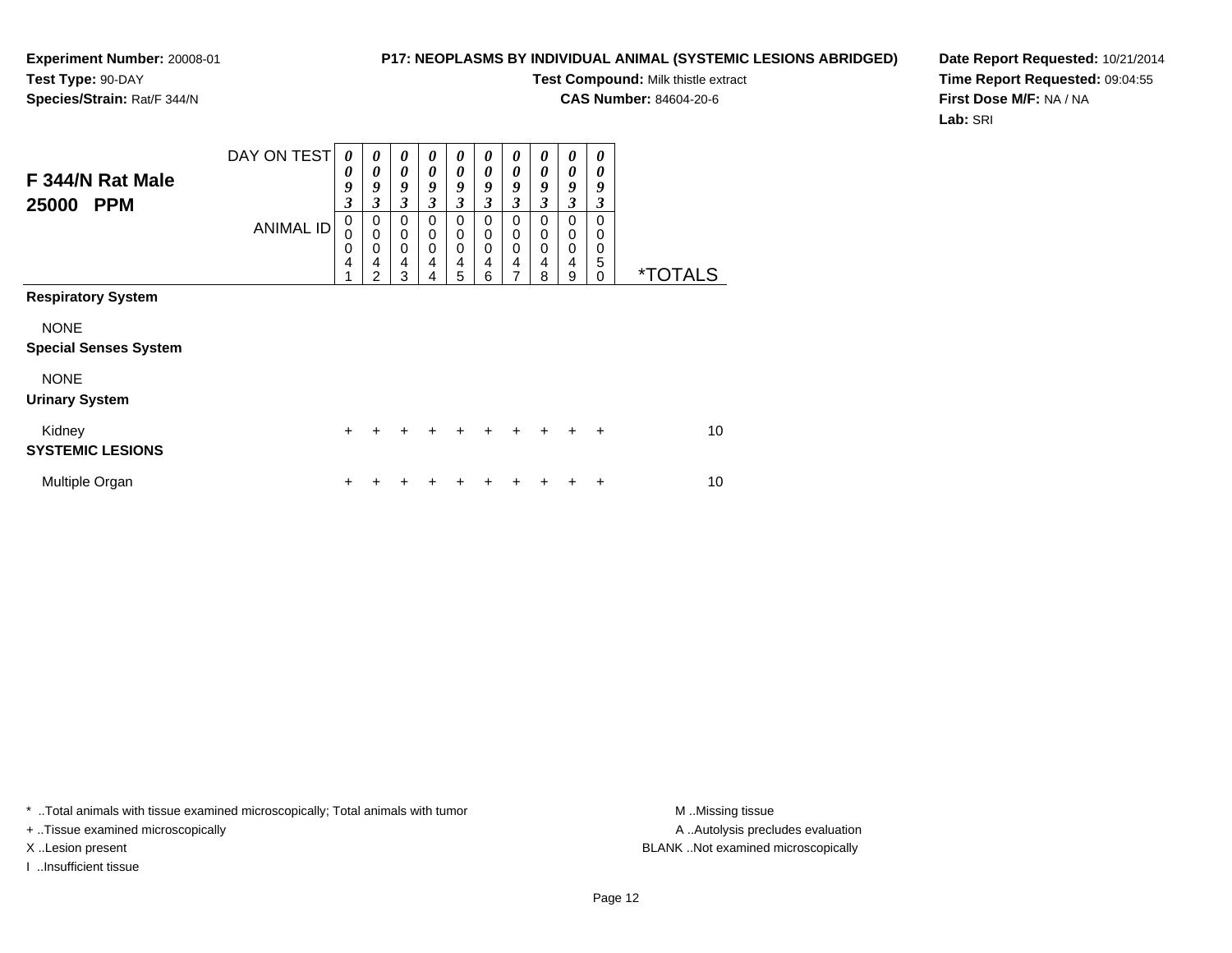**Experiment Number:** 20008-01
**Test Type:** 90-DAY
**Species/Strain:** Rat/F 344/N

**P17: NEOPLASMS BY INDIVIDUAL ANIMAL (SYSTEMIC LESIONS ABRIDGED)**
**Test Compound:** Milk thistle extract
**CAS Number:** 84604-20-6

**Date Report Requested:** 10/21/2014
**Time Report Requested:** 09:04:55
**First Dose M/F:** NA / NA
**Lab:** SRI

## F 344/N Rat Male 25000 PPM

| DAY ON TEST | 0093 | 0093 | 0093 | 0093 | 0093 | 0093 | 0093 | 0093 | 0093 | 0093 | |
|---|---|---|---|---|---|---|---|---|---|---|---|
| ANIMAL ID | 00041 | 00042 | 00043 | 00044 | 00045 | 00046 | 00047 | 00048 | 00049 | 00050 | *TOTALS |
| **Respiratory System** | | | | | | | | | | | |
| NONE | | | | | | | | | | | |
| **Special Senses System** | | | | | | | | | | | |
| NONE | | | | | | | | | | | |
| **Urinary System** | | | | | | | | | | | |
| Kidney | + | + | + | + | + | + | + | + | + | + | 10 |
| **SYSTEMIC LESIONS** | | | | | | | | | | | |
| Multiple Organ | + | + | + | + | + | + | + | + | + | + | 10 |

* ..Total animals with tissue examined microscopically; Total animals with tumor
+ ..Tissue examined microscopically
X ..Lesion present
I ..Insufficient tissue

M ..Missing tissue
A ..Autolysis precludes evaluation
BLANK ..Not examined microscopically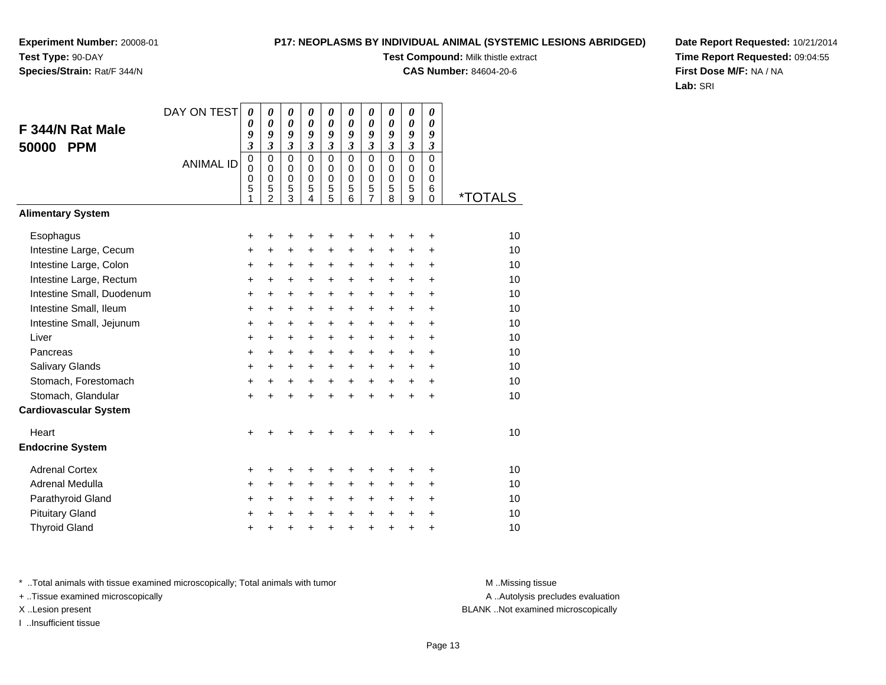**Experiment Number:** 20008-01
**Test Type:** 90-DAY
**Species/Strain:** Rat/F 344/N

**P17: NEOPLASMS BY INDIVIDUAL ANIMAL (SYSTEMIC LESIONS ABRIDGED)**
**Test Compound:** Milk thistle extract
**CAS Number:** 84604-20-6

**Date Report Requested:** 10/21/2014
**Time Report Requested:** 09:04:55
**First Dose M/F:** NA / NA
**Lab:** SRI

## F 344/N Rat Male
## 50000 PPM

| DAY ON TEST | 0093 | 0093 | 0093 | 0093 | 0093 | 0093 | 0093 | 0093 | 0093 | 0093 | |
|---|---|---|---|---|---|---|---|---|---|---|---|
| **ANIMAL ID** | 00051 | 00052 | 00053 | 00054 | 00055 | 00056 | 00057 | 00058 | 00059 | 00060 | ***TOTALS** |
| **Alimentary System** | | | | | | | | | | | |
| Esophagus | + | + | + | + | + | + | + | + | + | + | 10 |
| Intestine Large, Cecum | + | + | + | + | + | + | + | + | + | + | 10 |
| Intestine Large, Colon | + | + | + | + | + | + | + | + | + | + | 10 |
| Intestine Large, Rectum | + | + | + | + | + | + | + | + | + | + | 10 |
| Intestine Small, Duodenum | + | + | + | + | + | + | + | + | + | + | 10 |
| Intestine Small, Ileum | + | + | + | + | + | + | + | + | + | + | 10 |
| Intestine Small, Jejunum | + | + | + | + | + | + | + | + | + | + | 10 |
| Liver | + | + | + | + | + | + | + | + | + | + | 10 |
| Pancreas | + | + | + | + | + | + | + | + | + | + | 10 |
| Salivary Glands | + | + | + | + | + | + | + | + | + | + | 10 |
| Stomach, Forestomach | + | + | + | + | + | + | + | + | + | + | 10 |
| Stomach, Glandular | + | + | + | + | + | + | + | + | + | + | 10 |
| **Cardiovascular System** | | | | | | | | | | | |
| Heart | + | + | + | + | + | + | + | + | + | + | 10 |
| **Endocrine System** | | | | | | | | | | | |
| Adrenal Cortex | + | + | + | + | + | + | + | + | + | + | 10 |
| Adrenal Medulla | + | + | + | + | + | + | + | + | + | + | 10 |
| Parathyroid Gland | + | + | + | + | + | + | + | + | + | + | 10 |
| Pituitary Gland | + | + | + | + | + | + | + | + | + | + | 10 |
| Thyroid Gland | + | + | + | + | + | + | + | + | + | + | 10 |

* ..Total animals with tissue examined microscopically; Total animals with tumor
+ ..Tissue examined microscopically
X ..Lesion present
I ..Insufficient tissue

M ..Missing tissue
A ..Autolysis precludes evaluation
BLANK ..Not examined microscopically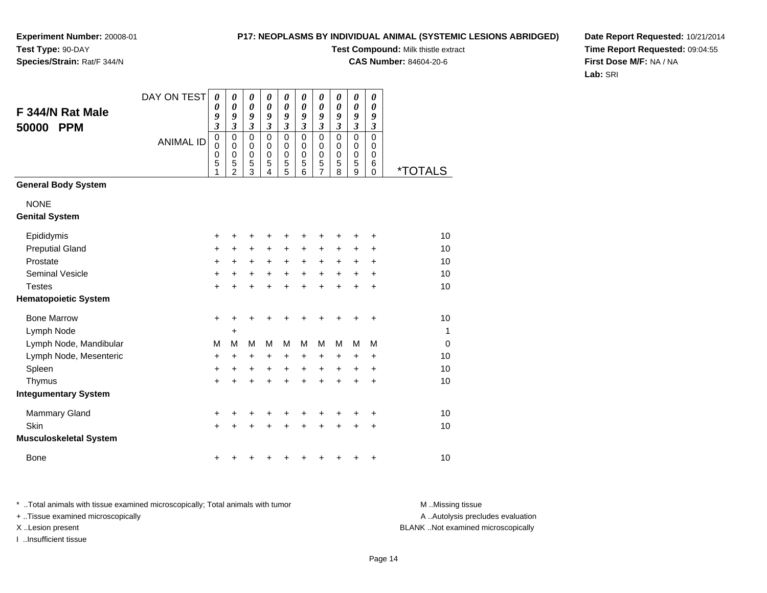**Experiment Number:** 20008-01
**Test Type:** 90-DAY
**Species/Strain:** Rat/F 344/N

**P17: NEOPLASMS BY INDIVIDUAL ANIMAL (SYSTEMIC LESIONS ABRIDGED)**
**Test Compound:** Milk thistle extract
**CAS Number:** 84604-20-6

**Date Report Requested:** 10/21/2014
**Time Report Requested:** 09:04:55
**First Dose M/F:** NA / NA
**Lab:** SRI

## F 344/N Rat Male 50000 PPM

| DAY ON TEST | 0093 | 0093 | 0093 | 0093 | 0093 | 0093 | 0093 | 0093 | 0093 | 0093 | |
|---|---|---|---|---|---|---|---|---|---|---|---|
| ANIMAL ID | 00051 | 00052 | 00053 | 00054 | 00055 | 00056 | 00057 | 00058 | 00059 | 00060 | *TOTALS |
| **General Body System** | | | | | | | | | | | |
| NONE | | | | | | | | | | | |
| **Genital System** | | | | | | | | | | | |
| Epididymis | + | + | + | + | + | + | + | + | + | + | 10 |
| Preputial Gland | + | + | + | + | + | + | + | + | + | + | 10 |
| Prostate | + | + | + | + | + | + | + | + | + | + | 10 |
| Seminal Vesicle | + | + | + | + | + | + | + | + | + | + | 10 |
| Testes | + | + | + | + | + | + | + | + | + | + | 10 |
| **Hematopoietic System** | | | | | | | | | | | |
| Bone Marrow | + | + | + | + | + | + | + | + | + | + | 10 |
| Lymph Node | | + | | | | | | | | | 1 |
| Lymph Node, Mandibular | M | M | M | M | M | M | M | M | M | M | 0 |
| Lymph Node, Mesenteric | + | + | + | + | + | + | + | + | + | + | 10 |
| Spleen | + | + | + | + | + | + | + | + | + | + | 10 |
| Thymus | + | + | + | + | + | + | + | + | + | + | 10 |
| **Integumentary System** | | | | | | | | | | | |
| Mammary Gland | + | + | + | + | + | + | + | + | + | + | 10 |
| Skin | + | + | + | + | + | + | + | + | + | + | 10 |
| **Musculoskeletal System** | | | | | | | | | | | |
| Bone | + | + | + | + | + | + | + | + | + | + | 10 |

* ..Total animals with tissue examined microscopically; Total animals with tumor
+ ..Tissue examined microscopically
X ..Lesion present
I ..Insufficient tissue

M ..Missing tissue
A ..Autolysis precludes evaluation
BLANK ..Not examined microscopically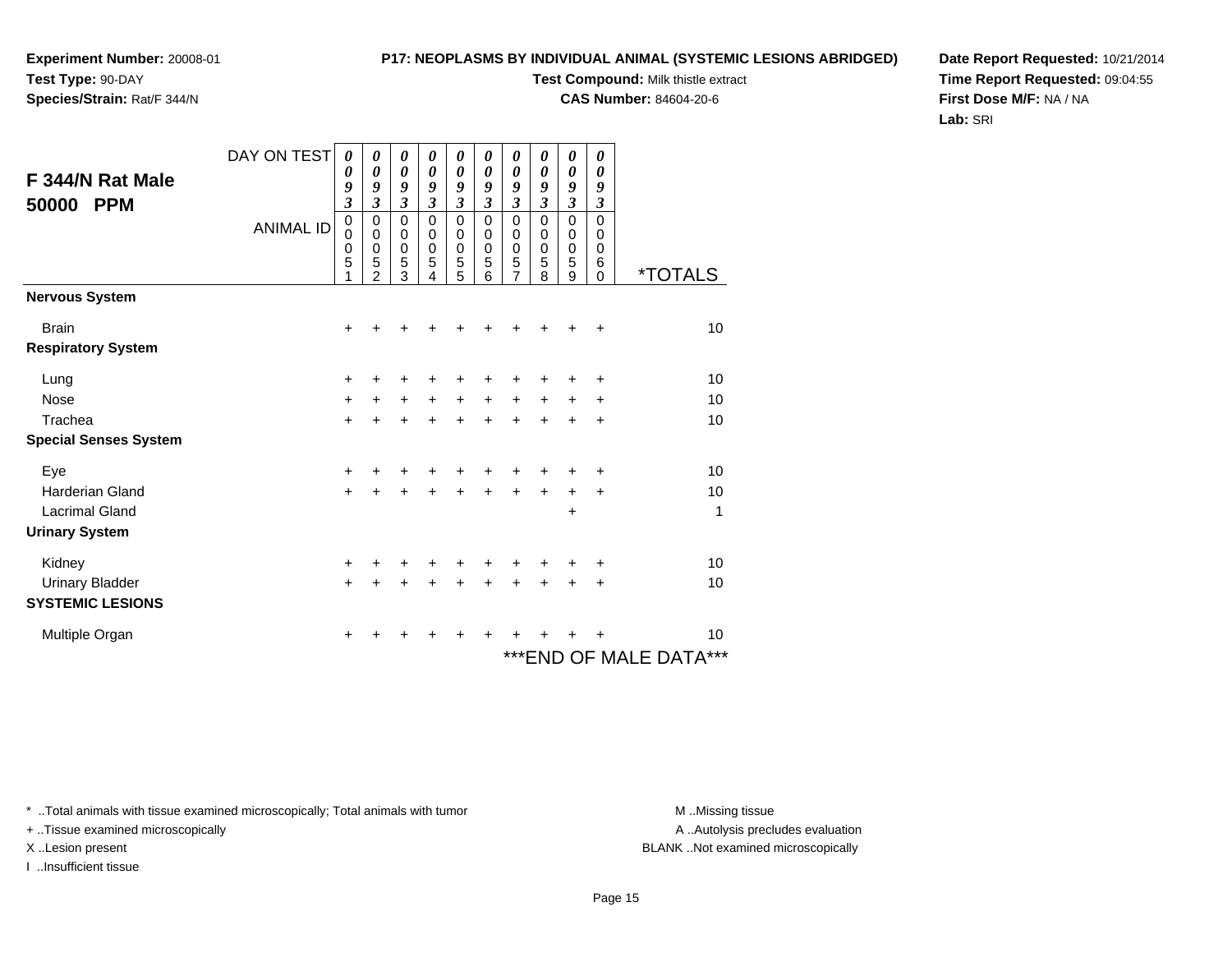**Experiment Number:** 20008-01
**Test Type:** 90-DAY
**Species/Strain:** Rat/F 344/N

**P17: NEOPLASMS BY INDIVIDUAL ANIMAL (SYSTEMIC LESIONS ABRIDGED)**
**Test Compound:** Milk thistle extract
**CAS Number:** 84604-20-6

**Date Report Requested:** 10/21/2014
**Time Report Requested:** 09:04:55
**First Dose M/F:** NA / NA
**Lab:** SRI

## F 344/N Rat Male 50000 PPM

| DAY ON TEST | 0093 | 0093 | 0093 | 0093 | 0093 | 0093 | 0093 | 0093 | 0093 | 0093 | |
|---|---|---|---|---|---|---|---|---|---|---|---|
| ANIMAL ID | 00051 | 00052 | 00053 | 00054 | 00055 | 00056 | 00057 | 00058 | 00059 | 00060 | *TOTALS |
| **Nervous System** | | | | | | | | | | | |
| Brain | + | + | + | + | + | + | + | + | + | + | 10 |
| **Respiratory System** | | | | | | | | | | | |
| Lung | + | + | + | + | + | + | + | + | + | + | 10 |
| Nose | + | + | + | + | + | + | + | + | + | + | 10 |
| Trachea | + | + | + | + | + | + | + | + | + | + | 10 |
| **Special Senses System** | | | | | | | | | | | |
| Eye | + | + | + | + | + | + | + | + | + | + | 10 |
| Harderian Gland | + | + | + | + | + | + | + | + | + | + | 10 |
| Lacrimal Gland | | | | | | | | | + | | 1 |
| **Urinary System** | | | | | | | | | | | |
| Kidney | + | + | + | + | + | + | + | + | + | + | 10 |
| Urinary Bladder | + | + | + | + | + | + | + | + | + | + | 10 |
| **SYSTEMIC LESIONS** | | | | | | | | | | | |
| Multiple Organ | + | + | + | + | + | + | + | + | + | + | 10 |

***END OF MALE DATA***

* ..Total animals with tissue examined microscopically; Total animals with tumor
+ ..Tissue examined microscopically
X ..Lesion present
I ..Insufficient tissue

M ..Missing tissue
A ..Autolysis precludes evaluation
BLANK ..Not examined microscopically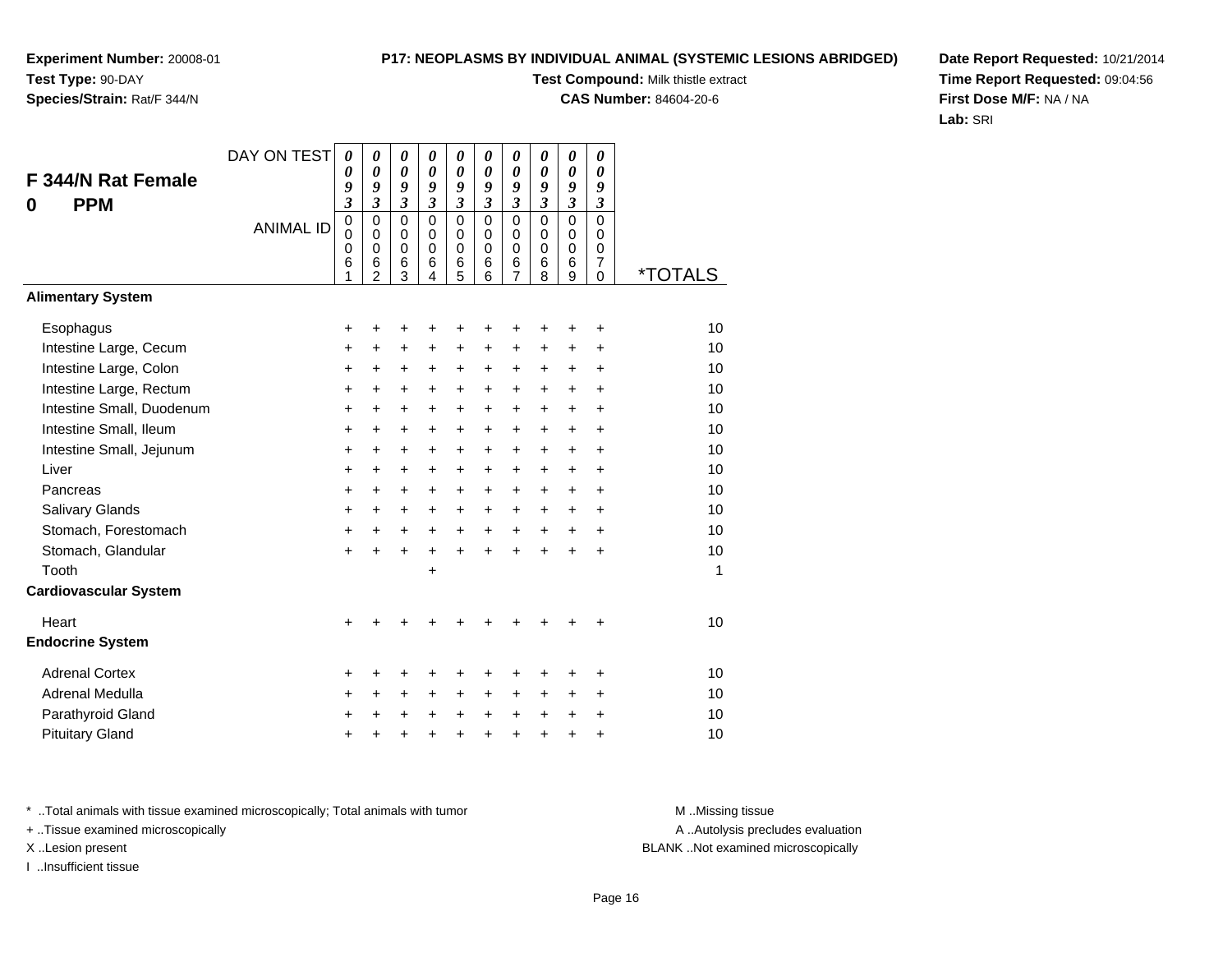**Experiment Number:** 20008-01
**Test Type:** 90-DAY
**Species/Strain:** Rat/F 344/N

**P17: NEOPLASMS BY INDIVIDUAL ANIMAL (SYSTEMIC LESIONS ABRIDGED)**
**Test Compound:** Milk thistle extract
**CAS Number:** 84604-20-6

**Date Report Requested:** 10/21/2014
**Time Report Requested:** 09:04:56
**First Dose M/F:** NA / NA
**Lab:** SRI

## F 344/N Rat Female
## 0 PPM

| DAY ON TEST | 0093 | 0093 | 0093 | 0093 | 0093 | 0093 | 0093 | 0093 | 0093 | 0093 | |
|---|---|---|---|---|---|---|---|---|---|---|---|
| ANIMAL ID | 00061 | 00062 | 00063 | 00064 | 00065 | 00066 | 00067 | 00068 | 00069 | 00070 | *TOTALS |
| **Alimentary System** | | | | | | | | | | | |
| Esophagus | + | + | + | + | + | + | + | + | + | + | 10 |
| Intestine Large, Cecum | + | + | + | + | + | + | + | + | + | + | 10 |
| Intestine Large, Colon | + | + | + | + | + | + | + | + | + | + | 10 |
| Intestine Large, Rectum | + | + | + | + | + | + | + | + | + | + | 10 |
| Intestine Small, Duodenum | + | + | + | + | + | + | + | + | + | + | 10 |
| Intestine Small, Ileum | + | + | + | + | + | + | + | + | + | + | 10 |
| Intestine Small, Jejunum | + | + | + | + | + | + | + | + | + | + | 10 |
| Liver | + | + | + | + | + | + | + | + | + | + | 10 |
| Pancreas | + | + | + | + | + | + | + | + | + | + | 10 |
| Salivary Glands | + | + | + | + | + | + | + | + | + | + | 10 |
| Stomach, Forestomach | + | + | + | + | + | + | + | + | + | + | 10 |
| Stomach, Glandular | + | + | + | + | + | + | + | + | + | + | 10 |
| Tooth | | | | + | | | | | | | 1 |
| **Cardiovascular System** | | | | | | | | | | | |
| Heart | + | + | + | + | + | + | + | + | + | + | 10 |
| **Endocrine System** | | | | | | | | | | | |
| Adrenal Cortex | + | + | + | + | + | + | + | + | + | + | 10 |
| Adrenal Medulla | + | + | + | + | + | + | + | + | + | + | 10 |
| Parathyroid Gland | + | + | + | + | + | + | + | + | + | + | 10 |
| Pituitary Gland | + | + | + | + | + | + | + | + | + | + | 10 |

* ..Total animals with tissue examined microscopically; Total animals with tumor
+ ..Tissue examined microscopically
X ..Lesion present
I ..Insufficient tissue

M ..Missing tissue
A ..Autolysis precludes evaluation
BLANK ..Not examined microscopically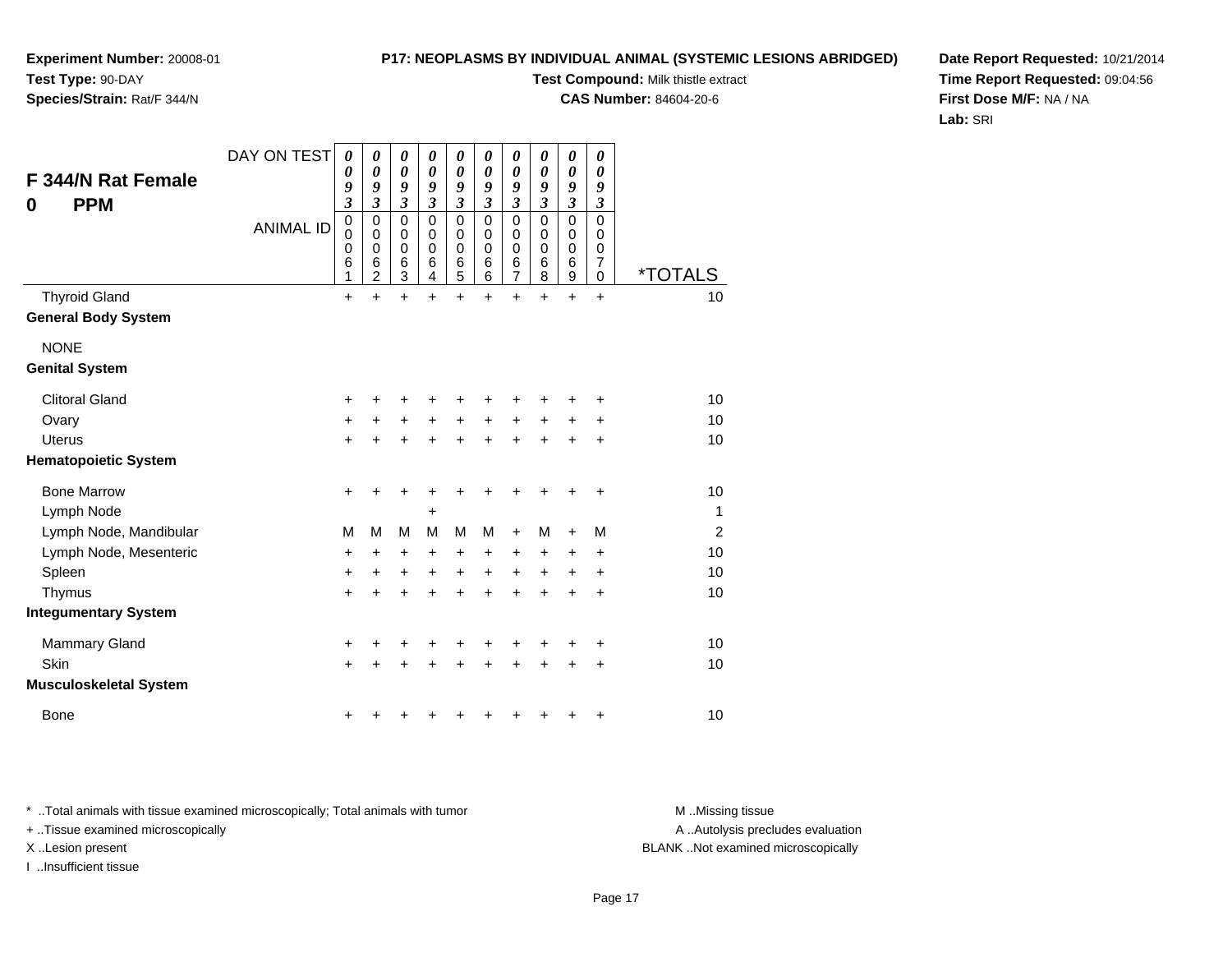**Experiment Number:** 20008-01
**Test Type:** 90-DAY
**Species/Strain:** Rat/F 344/N

**P17: NEOPLASMS BY INDIVIDUAL ANIMAL (SYSTEMIC LESIONS ABRIDGED)**
**Test Compound:** Milk thistle extract
**CAS Number:** 84604-20-6

**Date Report Requested:** 10/21/2014
**Time Report Requested:** 09:04:56
**First Dose M/F:** NA / NA
**Lab:** SRI

## F 344/N Rat Female
## 0 PPM

| DAY ON TEST | 0093 | 0093 | 0093 | 0093 | 0093 | 0093 | 0093 | 0093 | 0093 | 0093 | |
|---|---|---|---|---|---|---|---|---|---|---|---|
| ANIMAL ID | 00061 | 00062 | 00063 | 00064 | 00065 | 00066 | 00067 | 00068 | 00069 | 00070 | *TOTALS |
| Thyroid Gland | + | + | + | + | + | + | + | + | + | + | 10 |
| **General Body System** | | | | | | | | | | | |
| NONE | | | | | | | | | | | |
| **Genital System** | | | | | | | | | | | |
| Clitoral Gland | + | + | + | + | + | + | + | + | + | + | 10 |
| Ovary | + | + | + | + | + | + | + | + | + | + | 10 |
| Uterus | + | + | + | + | + | + | + | + | + | + | 10 |
| **Hematopoietic System** | | | | | | | | | | | |
| Bone Marrow | + | + | + | + | + | + | + | + | + | + | 10 |
| Lymph Node | | | | + | | | | | | | 1 |
| Lymph Node, Mandibular | M | M | M | M | M | M | + | M | + | M | 2 |
| Lymph Node, Mesenteric | + | + | + | + | + | + | + | + | + | + | 10 |
| Spleen | + | + | + | + | + | + | + | + | + | + | 10 |
| Thymus | + | + | + | + | + | + | + | + | + | + | 10 |
| **Integumentary System** | | | | | | | | | | | |
| Mammary Gland | + | + | + | + | + | + | + | + | + | + | 10 |
| Skin | + | + | + | + | + | + | + | + | + | + | 10 |
| **Musculoskeletal System** | | | | | | | | | | | |
| Bone | + | + | + | + | + | + | + | + | + | + | 10 |

* ..Total animals with tissue examined microscopically; Total animals with tumor
+ ..Tissue examined microscopically
X ..Lesion present
I ..Insufficient tissue

M ..Missing tissue
A ..Autolysis precludes evaluation
BLANK ..Not examined microscopically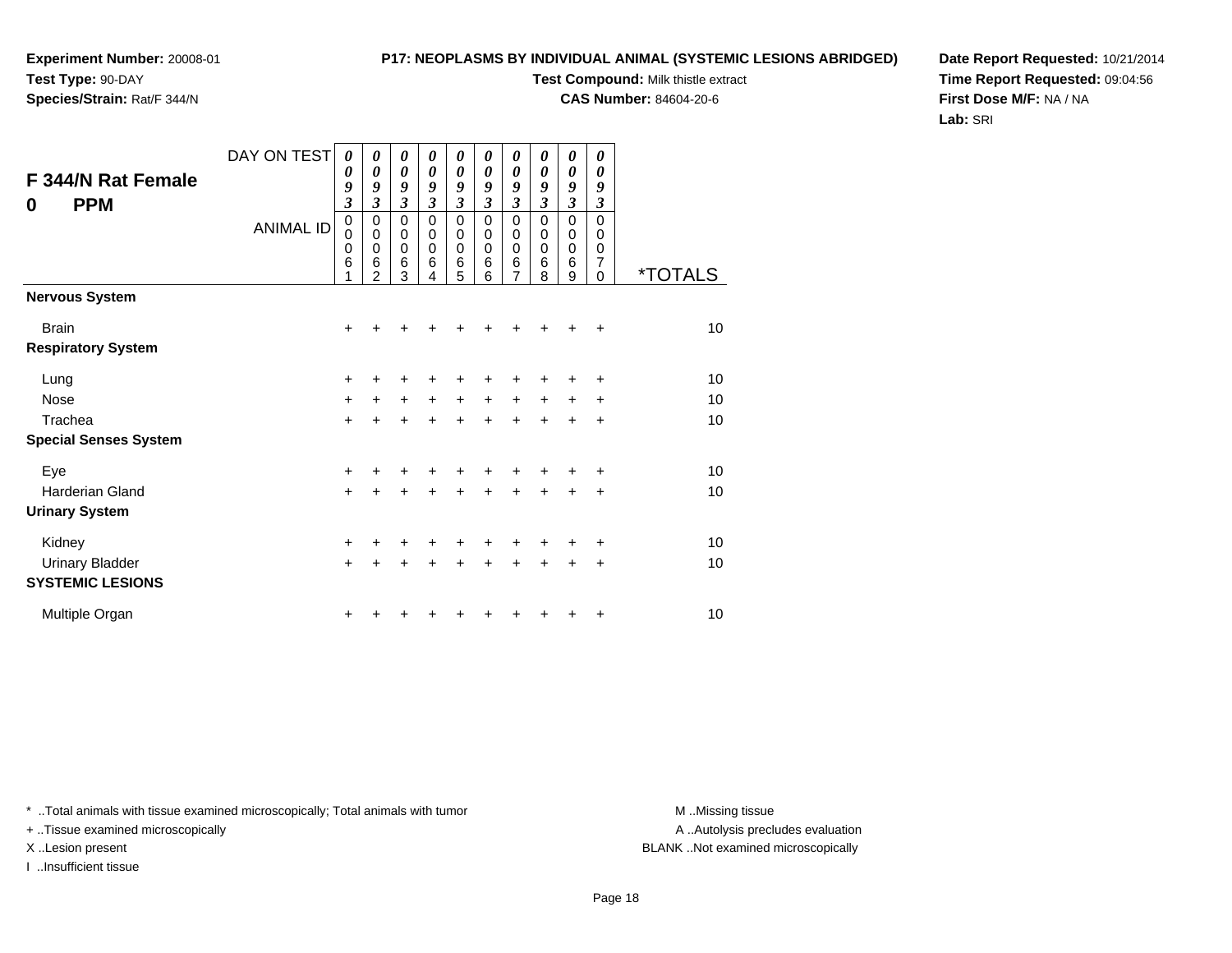**Experiment Number:** 20008-01
**Test Type:** 90-DAY
**Species/Strain:** Rat/F 344/N

**P17: NEOPLASMS BY INDIVIDUAL ANIMAL (SYSTEMIC LESIONS ABRIDGED)**
**Test Compound:** Milk thistle extract
**CAS Number:** 84604-20-6

**Date Report Requested:** 10/21/2014
**Time Report Requested:** 09:04:56
**First Dose M/F:** NA / NA
**Lab:** SRI

## F 344/N Rat Female
## 0 PPM

| DAY ON TEST | 0093 | 0093 | 0093 | 0093 | 0093 | 0093 | 0093 | 0093 | 0093 | 0093 | |
|---|---|---|---|---|---|---|---|---|---|---|---|
| **ANIMAL ID** | 00061 | 00062 | 00063 | 00064 | 00065 | 00066 | 00067 | 00068 | 00069 | 00070 | ***TOTALS** |
| **Nervous System** | | | | | | | | | | | |
| Brain | + | + | + | + | + | + | + | + | + | + | 10 |
| **Respiratory System** | | | | | | | | | | | |
| Lung | + | + | + | + | + | + | + | + | + | + | 10 |
| Nose | + | + | + | + | + | + | + | + | + | + | 10 |
| Trachea | + | + | + | + | + | + | + | + | + | + | 10 |
| **Special Senses System** | | | | | | | | | | | |
| Eye | + | + | + | + | + | + | + | + | + | + | 10 |
| Harderian Gland | + | + | + | + | + | + | + | + | + | + | 10 |
| **Urinary System** | | | | | | | | | | | |
| Kidney | + | + | + | + | + | + | + | + | + | + | 10 |
| Urinary Bladder | + | + | + | + | + | + | + | + | + | + | 10 |
| **SYSTEMIC LESIONS** | | | | | | | | | | | |
| Multiple Organ | + | + | + | + | + | + | + | + | + | + | 10 |

* ..Total animals with tissue examined microscopically; Total animals with tumor
+ ..Tissue examined microscopically
X ..Lesion present
I ..Insufficient tissue

M ..Missing tissue
A ..Autolysis precludes evaluation
BLANK ..Not examined microscopically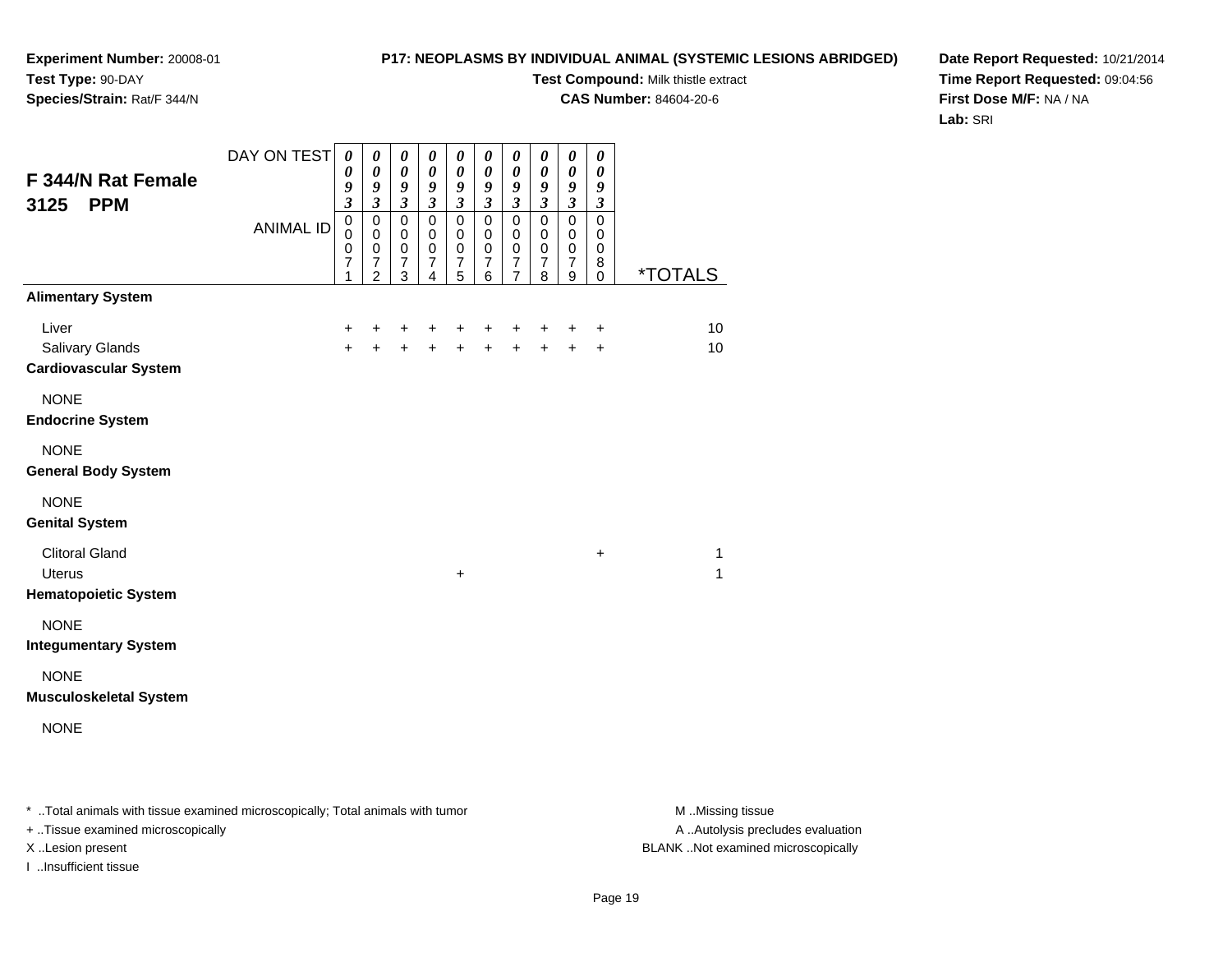**Experiment Number:** 20008-01
**Test Type:** 90-DAY
**Species/Strain:** Rat/F 344/N

**P17: NEOPLASMS BY INDIVIDUAL ANIMAL (SYSTEMIC LESIONS ABRIDGED)**
**Test Compound:** Milk thistle extract
**CAS Number:** 84604-20-6

**Date Report Requested:** 10/21/2014
**Time Report Requested:** 09:04:56
**First Dose M/F:** NA / NA
**Lab:** SRI

## F 344/N Rat Female 3125 PPM

| DAY ON TEST | 0093 | 0093 | 0093 | 0093 | 0093 | 0093 | 0093 | 0093 | 0093 | 0093 | |
|---|---|---|---|---|---|---|---|---|---|---|---|
| ANIMAL ID | 00071 | 00072 | 00073 | 00074 | 00075 | 00076 | 00077 | 00078 | 00079 | 00080 | *TOTALS |
| **Alimentary System** | | | | | | | | | | | |
| Liver | + | + | + | + | + | + | + | + | + | + | 10 |
| Salivary Glands | + | + | + | + | + | + | + | + | + | + | 10 |
| **Cardiovascular System** | | | | | | | | | | | |
| NONE | | | | | | | | | | | |
| **Endocrine System** | | | | | | | | | | | |
| NONE | | | | | | | | | | | |
| **General Body System** | | | | | | | | | | | |
| NONE | | | | | | | | | | | |
| **Genital System** | | | | | | | | | | | |
| Clitoral Gland | | | | | | | | | | + | 1 |
| Uterus | | | | | + | | | | | | 1 |
| **Hematopoietic System** | | | | | | | | | | | |
| NONE | | | | | | | | | | | |
| **Integumentary System** | | | | | | | | | | | |
| NONE | | | | | | | | | | | |
| **Musculoskeletal System** | | | | | | | | | | | |
| NONE | | | | | | | | | | | |

\* ..Total animals with tissue examined microscopically; Total animals with tumor
+ ..Tissue examined microscopically
X ..Lesion present
I ..Insufficient tissue

M ..Missing tissue
A ..Autolysis precludes evaluation
BLANK ..Not examined microscopically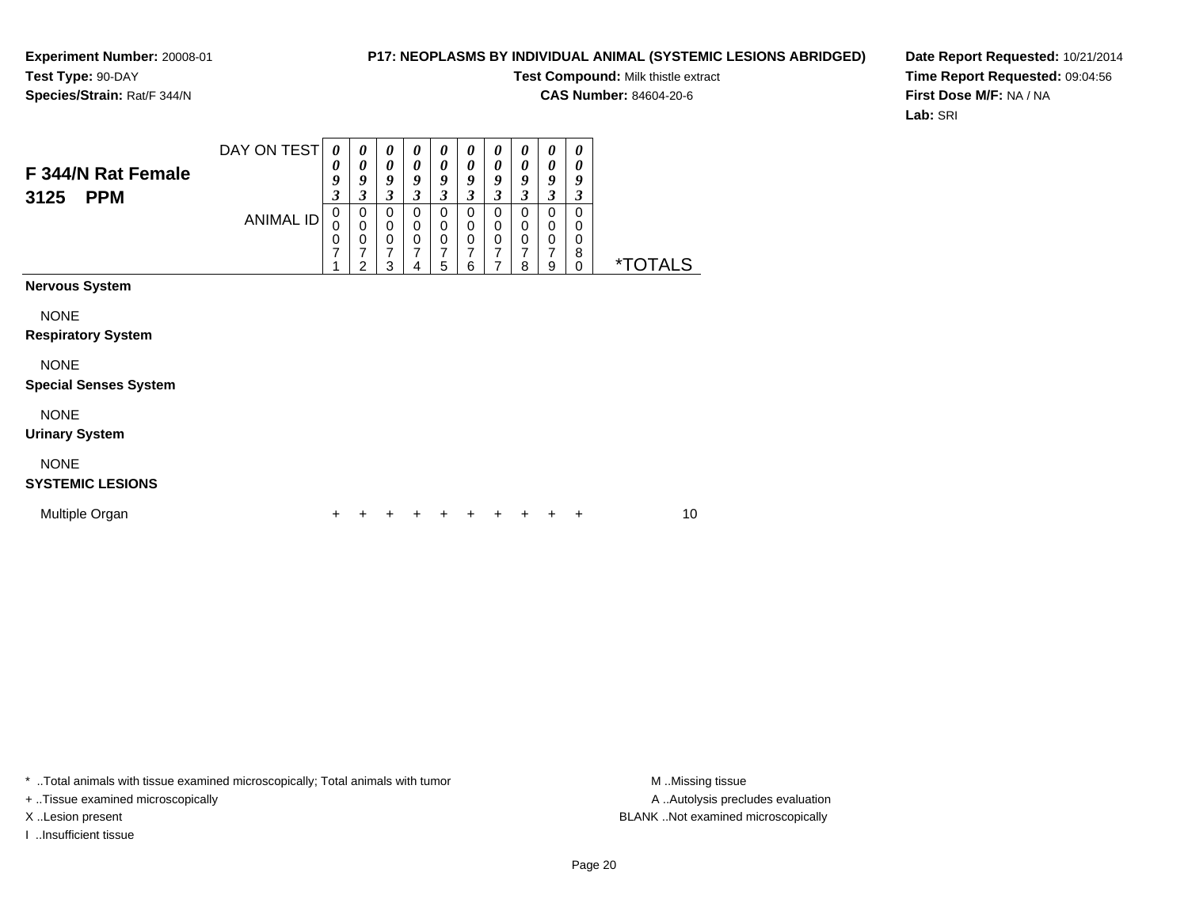**Experiment Number:** 20008-01
**Test Type:** 90-DAY
**Species/Strain:** Rat/F 344/N

**P17: NEOPLASMS BY INDIVIDUAL ANIMAL (SYSTEMIC LESIONS ABRIDGED)**
**Test Compound:** Milk thistle extract
**CAS Number:** 84604-20-6

**Date Report Requested:** 10/21/2014
**Time Report Requested:** 09:04:56
**First Dose M/F:** NA / NA
**Lab:** SRI

## F 344/N Rat Female 3125 PPM

| DAY ON TEST | 0093 | 0093 | 0093 | 0093 | 0093 | 0093 | 0093 | 0093 | 0093 | 0093 | |
|---|---|---|---|---|---|---|---|---|---|---|---|
| ANIMAL ID | 00071 | 00072 | 00073 | 00074 | 00075 | 00076 | 00077 | 00078 | 00079 | 00080 | *TOTALS |
| **Nervous System** | | | | | | | | | | | |
| NONE | | | | | | | | | | | |
| **Respiratory System** | | | | | | | | | | | |
| NONE | | | | | | | | | | | |
| **Special Senses System** | | | | | | | | | | | |
| NONE | | | | | | | | | | | |
| **Urinary System** | | | | | | | | | | | |
| NONE | | | | | | | | | | | |
| **SYSTEMIC LESIONS** | | | | | | | | | | | |
| Multiple Organ | + | + | + | + | + | + | + | + | + | + | 10 |

* ..Total animals with tissue examined microscopically; Total animals with tumor
+ ..Tissue examined microscopically
X ..Lesion present
I ..Insufficient tissue

M ..Missing tissue
A ..Autolysis precludes evaluation
BLANK ..Not examined microscopically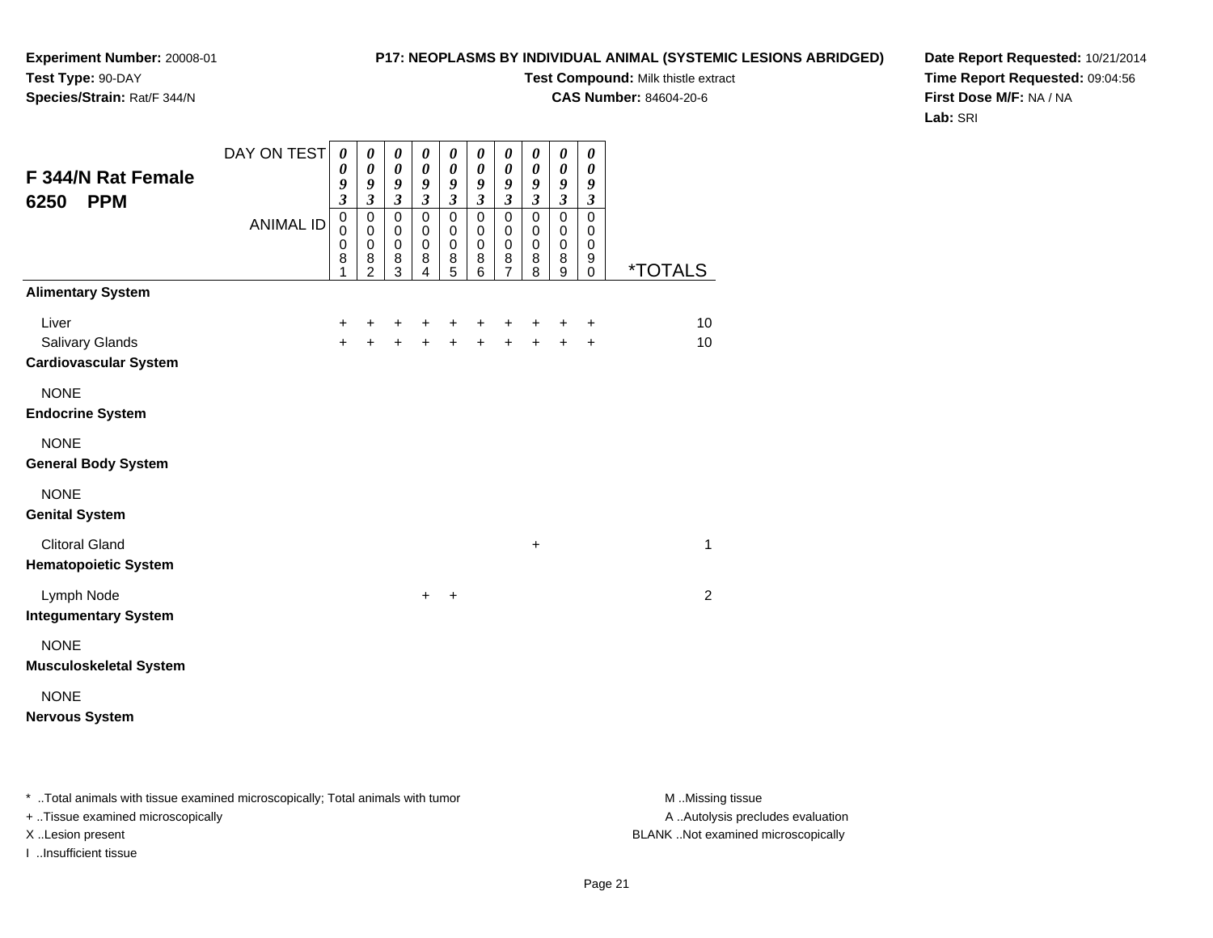**Experiment Number:** 20008-01
**Test Type:** 90-DAY
**Species/Strain:** Rat/F 344/N

**P17: NEOPLASMS BY INDIVIDUAL ANIMAL (SYSTEMIC LESIONS ABRIDGED)**
**Test Compound:** Milk thistle extract
**CAS Number:** 84604-20-6

**Date Report Requested:** 10/21/2014
**Time Report Requested:** 09:04:56
**First Dose M/F:** NA / NA
**Lab:** SRI

## F 344/N Rat Female 6250 PPM

| DAY ON TEST | 0093 | 0093 | 0093 | 0093 | 0093 | 0093 | 0093 | 0093 | 0093 | 0093 | |
|---|---|---|---|---|---|---|---|---|---|---|---|
| ANIMAL ID | 00081 | 00082 | 00083 | 00084 | 00085 | 00086 | 00087 | 00088 | 00089 | 00090 | *TOTALS |
| **Alimentary System** | | | | | | | | | | | |
| Liver | + | + | + | + | + | + | + | + | + | + | 10 |
| Salivary Glands | + | + | + | + | + | + | + | + | + | + | 10 |
| **Cardiovascular System** | | | | | | | | | | | |
| NONE | | | | | | | | | | | |
| **Endocrine System** | | | | | | | | | | | |
| NONE | | | | | | | | | | | |
| **General Body System** | | | | | | | | | | | |
| NONE | | | | | | | | | | | |
| **Genital System** | | | | | | | | | | | |
| Clitoral Gland | | | | | | | | + | | | 1 |
| **Hematopoietic System** | | | | | | | | | | | |
| Lymph Node | | | | + | + | | | | | | 2 |
| **Integumentary System** | | | | | | | | | | | |
| NONE | | | | | | | | | | | |
| **Musculoskeletal System** | | | | | | | | | | | |
| NONE | | | | | | | | | | | |
| **Nervous System** | | | | | | | | | | | |

* ..Total animals with tissue examined microscopically; Total animals with tumor
+ ..Tissue examined microscopically
X ..Lesion present
I ..Insufficient tissue

M ..Missing tissue
A ..Autolysis precludes evaluation
BLANK ..Not examined microscopically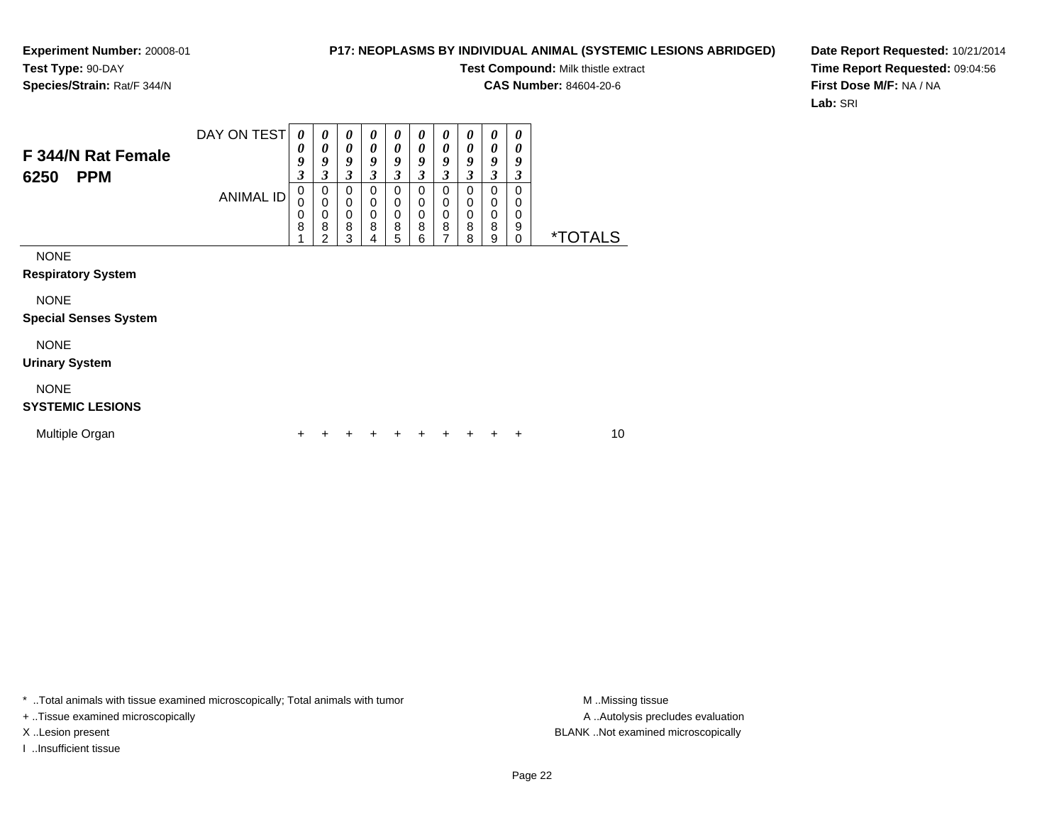**Experiment Number:** 20008-01
**Test Type:** 90-DAY
**Species/Strain:** Rat/F 344/N

**P17: NEOPLASMS BY INDIVIDUAL ANIMAL (SYSTEMIC LESIONS ABRIDGED)**
**Test Compound:** Milk thistle extract
**CAS Number:** 84604-20-6

**Date Report Requested:** 10/21/2014
**Time Report Requested:** 09:04:56
**First Dose M/F:** NA / NA
**Lab:** SRI

## F 344/N Rat Female 6250 PPM

| DAY ON TEST | 0093 | 0093 | 0093 | 0093 | 0093 | 0093 | 0093 | 0093 | 0093 | 0093 | |
|---|---|---|---|---|---|---|---|---|---|---|---|
| ANIMAL ID | 00081 | 00082 | 00083 | 00084 | 00085 | 00086 | 00087 | 00088 | 00089 | 00090 | *TOTALS |
| NONE | | | | | | | | | | | |
| **Respiratory System** | | | | | | | | | | | |
| NONE | | | | | | | | | | | |
| **Special Senses System** | | | | | | | | | | | |
| NONE | | | | | | | | | | | |
| **Urinary System** | | | | | | | | | | | |
| NONE | | | | | | | | | | | |
| **SYSTEMIC LESIONS** | | | | | | | | | | | |
| Multiple Organ | + | + | + | + | + | + | + | + | + | + | 10 |

* ..Total animals with tissue examined microscopically; Total animals with tumor
+ ..Tissue examined microscopically
X ..Lesion present
I ..Insufficient tissue

M ..Missing tissue
A ..Autolysis precludes evaluation
BLANK ..Not examined microscopically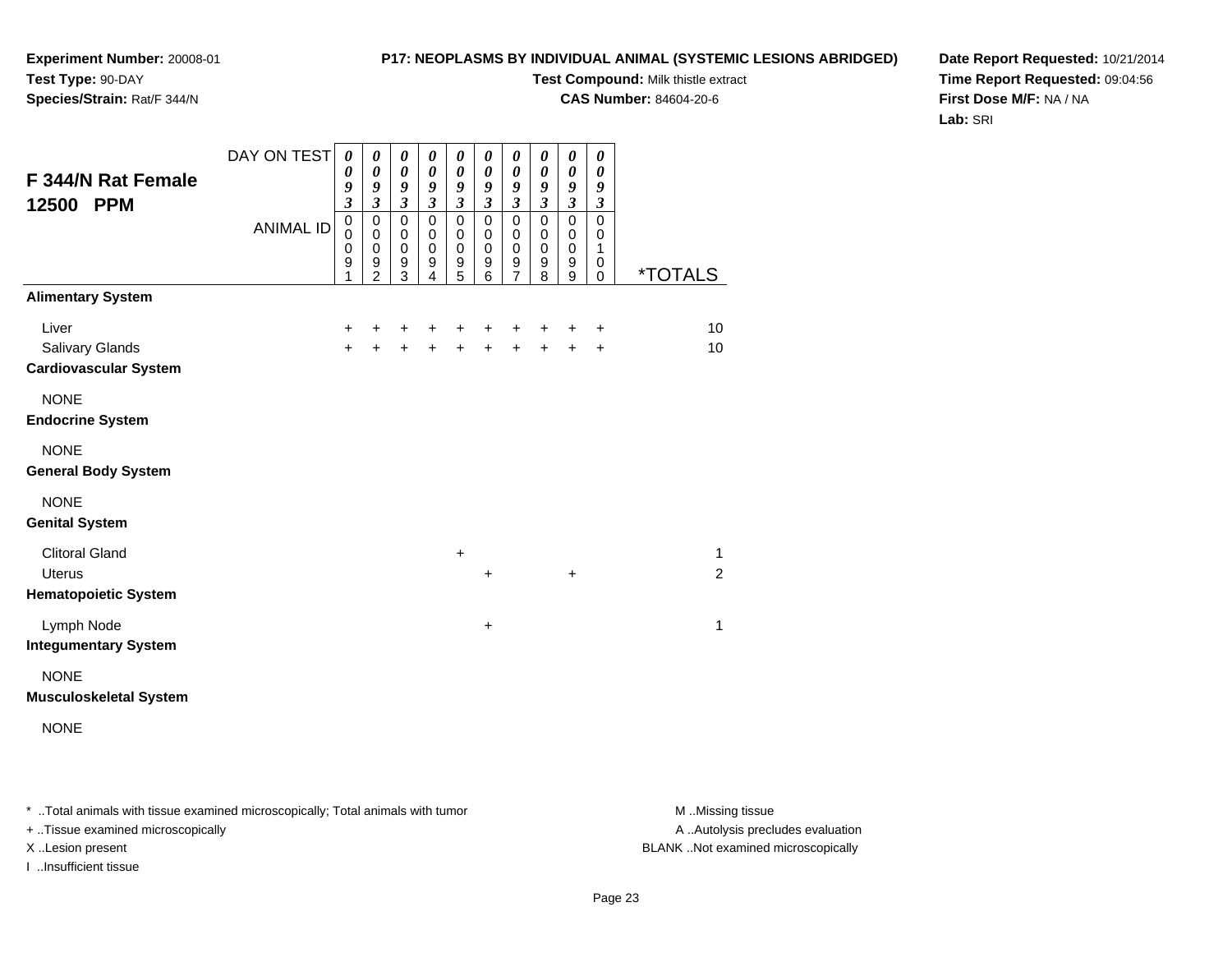**Experiment Number:** 20008-01
**Test Type:** 90-DAY
**Species/Strain:** Rat/F 344/N

**P17: NEOPLASMS BY INDIVIDUAL ANIMAL (SYSTEMIC LESIONS ABRIDGED)**
**Test Compound:** Milk thistle extract
**CAS Number:** 84604-20-6

**Date Report Requested:** 10/21/2014
**Time Report Requested:** 09:04:56
**First Dose M/F:** NA / NA
**Lab:** SRI

## F 344/N Rat Female 12500 PPM

| DAY ON TEST | 0093 | 0093 | 0093 | 0093 | 0093 | 0093 | 0093 | 0093 | 0093 | 0093 | |
|---|---|---|---|---|---|---|---|---|---|---|---|
| ANIMAL ID | 00091 | 00092 | 00093 | 00094 | 00095 | 00096 | 00097 | 00098 | 00099 | 00100 | *TOTALS |
| **Alimentary System** | | | | | | | | | | | |
| Liver | + | + | + | + | + | + | + | + | + | + | 10 |
| Salivary Glands | + | + | + | + | + | + | + | + | + | + | 10 |
| **Cardiovascular System** | | | | | | | | | | | |
| NONE | | | | | | | | | | | |
| **Endocrine System** | | | | | | | | | | | |
| NONE | | | | | | | | | | | |
| **General Body System** | | | | | | | | | | | |
| NONE | | | | | | | | | | | |
| **Genital System** | | | | | | | | | | | |
| Clitoral Gland | | | | | + | | | | | | 1 |
| Uterus | | | | | | + | | | + | | 2 |
| **Hematopoietic System** | | | | | | | | | | | |
| Lymph Node | | | | | | + | | | | | 1 |
| **Integumentary System** | | | | | | | | | | | |
| NONE | | | | | | | | | | | |
| **Musculoskeletal System** | | | | | | | | | | | |
| NONE | | | | | | | | | | | |

\* ..Total animals with tissue examined microscopically; Total animals with tumor
\+ ..Tissue examined microscopically
X ..Lesion present
I ..Insufficient tissue

M ..Missing tissue
A ..Autolysis precludes evaluation
BLANK ..Not examined microscopically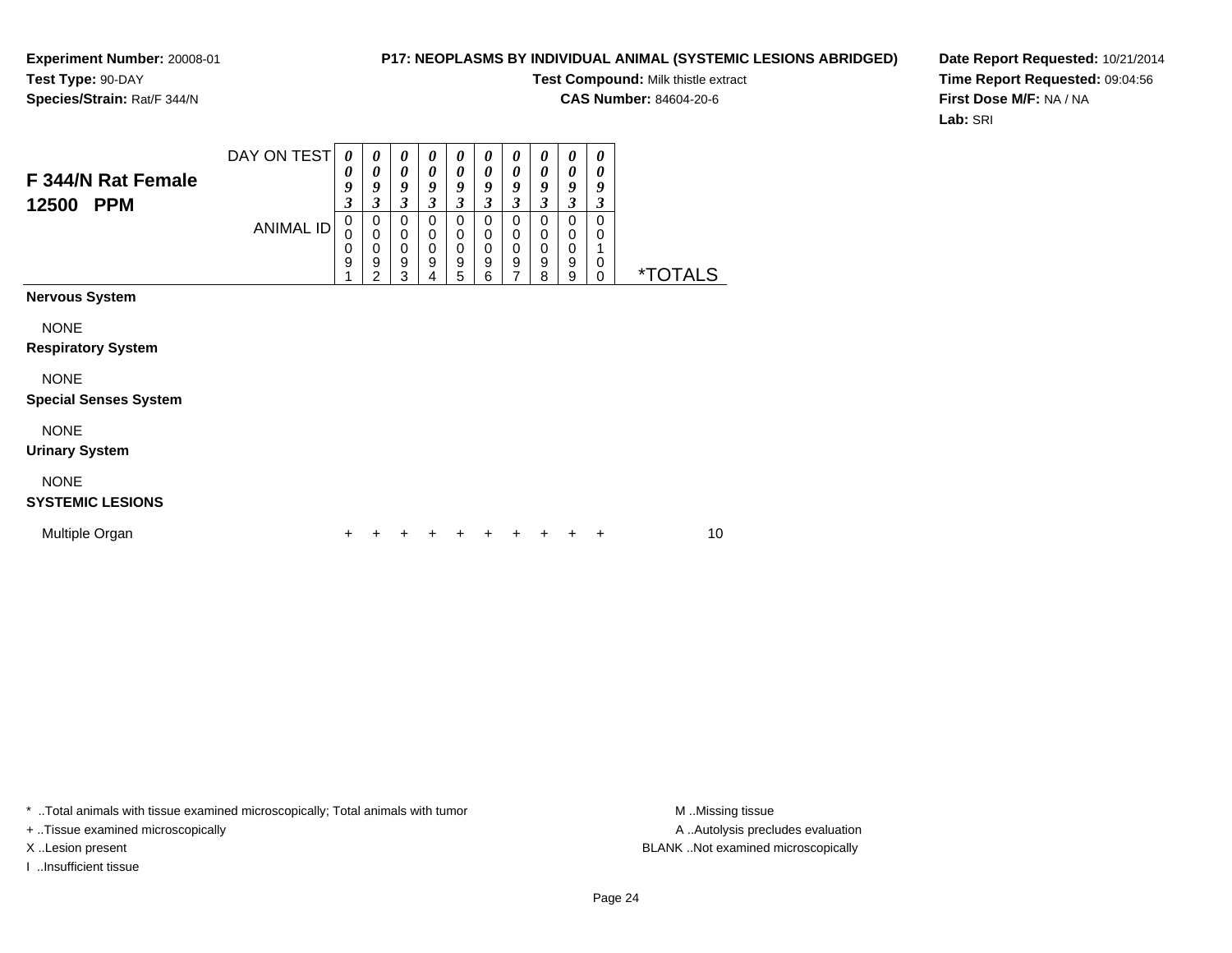**Experiment Number:** 20008-01
**Test Type:** 90-DAY
**Species/Strain:** Rat/F 344/N

**P17: NEOPLASMS BY INDIVIDUAL ANIMAL (SYSTEMIC LESIONS ABRIDGED)**
**Test Compound:** Milk thistle extract
**CAS Number:** 84604-20-6

**Date Report Requested:** 10/21/2014
**Time Report Requested:** 09:04:56
**First Dose M/F:** NA / NA
**Lab:** SRI

## F 344/N Rat Female 12500 PPM

| DAY ON TEST | 0093 | 0093 | 0093 | 0093 | 0093 | 0093 | 0093 | 0093 | 0093 | 0093 | |
|---|---|---|---|---|---|---|---|---|---|---|---|
| ANIMAL ID | 00091 | 00092 | 00093 | 00094 | 00095 | 00096 | 00097 | 00098 | 00099 | 00100 | *TOTALS |
| **Nervous System** | | | | | | | | | | | |
| NONE | | | | | | | | | | | |
| **Respiratory System** | | | | | | | | | | | |
| NONE | | | | | | | | | | | |
| **Special Senses System** | | | | | | | | | | | |
| NONE | | | | | | | | | | | |
| **Urinary System** | | | | | | | | | | | |
| NONE | | | | | | | | | | | |
| **SYSTEMIC LESIONS** | | | | | | | | | | | |
| Multiple Organ | + | + | + | + | + | + | + | + | + | + | 10 |

* ..Total animals with tissue examined microscopically; Total animals with tumor
+ ..Tissue examined microscopically
X ..Lesion present
I ..Insufficient tissue

M ..Missing tissue
A ..Autolysis precludes evaluation
BLANK ..Not examined microscopically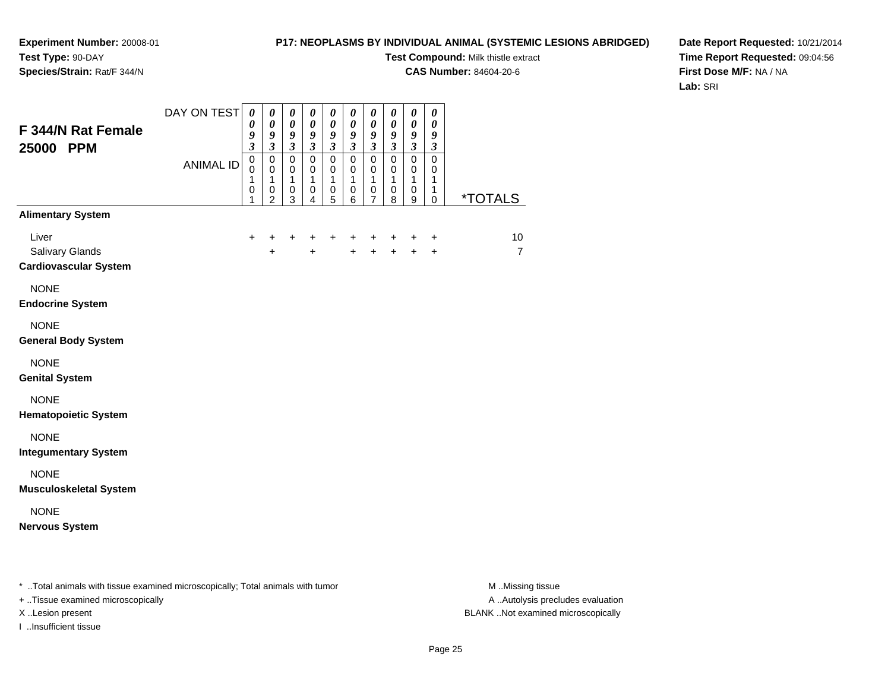**Experiment Number:** 20008-01
**Test Type:** 90-DAY
**Species/Strain:** Rat/F 344/N

**P17: NEOPLASMS BY INDIVIDUAL ANIMAL (SYSTEMIC LESIONS ABRIDGED)**
**Test Compound:** Milk thistle extract
**CAS Number:** 84604-20-6

**Date Report Requested:** 10/21/2014
**Time Report Requested:** 09:04:56
**First Dose M/F:** NA / NA
**Lab:** SRI

## F 344/N Rat Female 25000 PPM

| DAY ON TEST | 0093 | 0093 | 0093 | 0093 | 0093 | 0093 | 0093 | 0093 | 0093 | 0093 | |
|---|---|---|---|---|---|---|---|---|---|---|---|
| ANIMAL ID | 00101 | 00102 | 00103 | 00104 | 00105 | 00106 | 00107 | 00108 | 00109 | 00110 | *TOTALS |
| **Alimentary System** | | | | | | | | | | | |
| Liver | + | + | + | + | + | + | + | + | + | + | 10 |
| Salivary Glands | | + | | + | | + | + | + | + | + | 7 |
| **Cardiovascular System** | | | | | | | | | | | |
| NONE | | | | | | | | | | | |
| **Endocrine System** | | | | | | | | | | | |
| NONE | | | | | | | | | | | |
| **General Body System** | | | | | | | | | | | |
| NONE | | | | | | | | | | | |
| **Genital System** | | | | | | | | | | | |
| NONE | | | | | | | | | | | |
| **Hematopoietic System** | | | | | | | | | | | |
| NONE | | | | | | | | | | | |
| **Integumentary System** | | | | | | | | | | | |
| NONE | | | | | | | | | | | |
| **Musculoskeletal System** | | | | | | | | | | | |
| NONE | | | | | | | | | | | |
| **Nervous System** | | | | | | | | | | | |

\* ..Total animals with tissue examined microscopically; Total animals with tumor
+ ..Tissue examined microscopically
X ..Lesion present
I ..Insufficient tissue

M ..Missing tissue
A ..Autolysis precludes evaluation
BLANK ..Not examined microscopically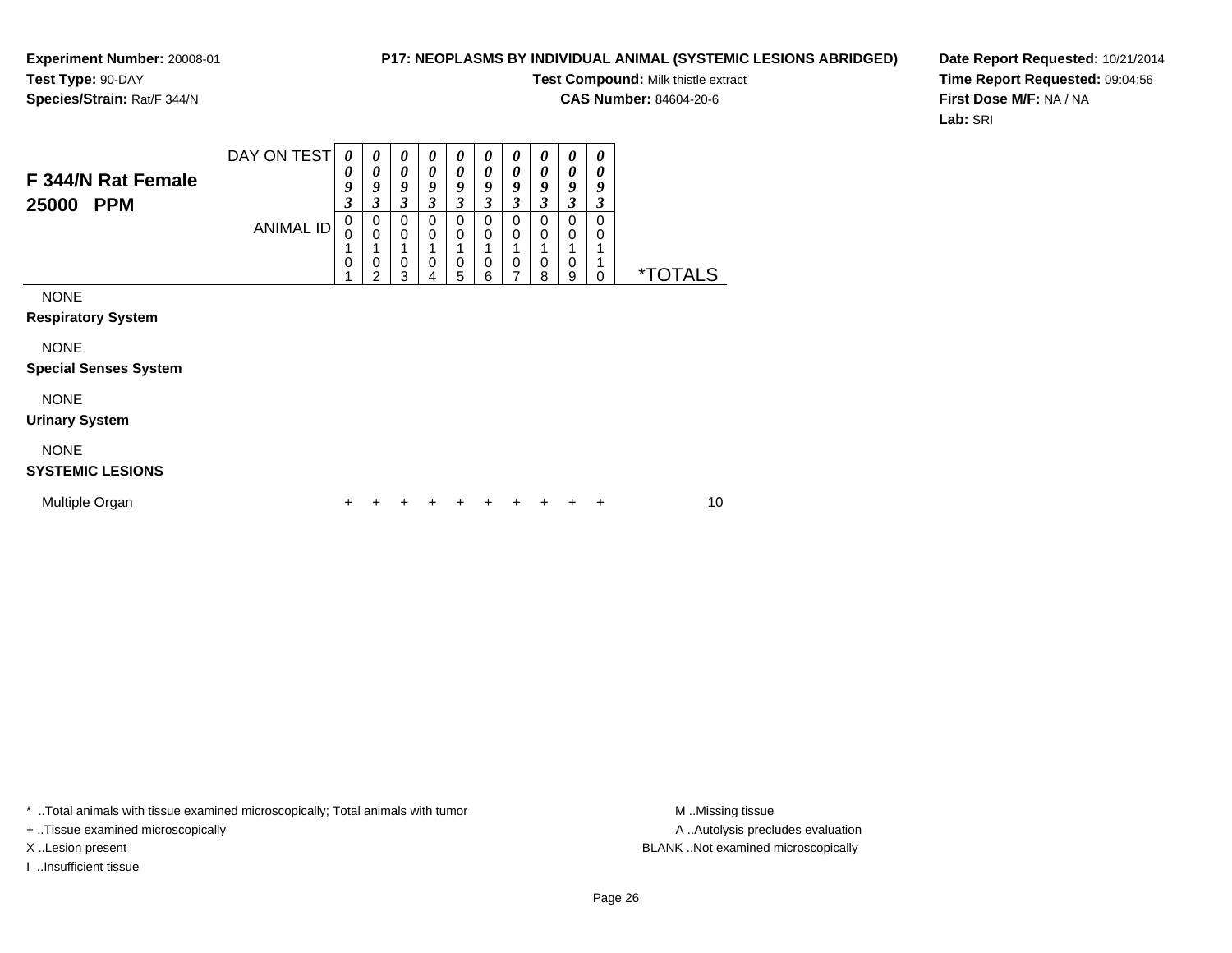**Experiment Number:** 20008-01
**Test Type:** 90-DAY
**Species/Strain:** Rat/F 344/N

**P17: NEOPLASMS BY INDIVIDUAL ANIMAL (SYSTEMIC LESIONS ABRIDGED)**
**Test Compound:** Milk thistle extract
**CAS Number:** 84604-20-6

**Date Report Requested:** 10/21/2014
**Time Report Requested:** 09:04:56
**First Dose M/F:** NA / NA
**Lab:** SRI

## F 344/N Rat Female 25000 PPM

| DAY ON TEST | 0093 | 0093 | 0093 | 0093 | 0093 | 0093 | 0093 | 0093 | 0093 | 0093 | |
|---|---|---|---|---|---|---|---|---|---|---|---|
| ANIMAL ID | 00101 | 00102 | 00103 | 00104 | 00105 | 00106 | 00107 | 00108 | 00109 | 00110 | *TOTALS |
| NONE | | | | | | | | | | | |
| **Respiratory System** | | | | | | | | | | | |
| NONE | | | | | | | | | | | |
| **Special Senses System** | | | | | | | | | | | |
| NONE | | | | | | | | | | | |
| **Urinary System** | | | | | | | | | | | |
| NONE | | | | | | | | | | | |
| **SYSTEMIC LESIONS** | | | | | | | | | | | |
| Multiple Organ | + | + | + | + | + | + | + | + | + | + | 10 |

* ..Total animals with tissue examined microscopically; Total animals with tumor
+ ..Tissue examined microscopically
X ..Lesion present
I ..Insufficient tissue

M ..Missing tissue
A ..Autolysis precludes evaluation
BLANK ..Not examined microscopically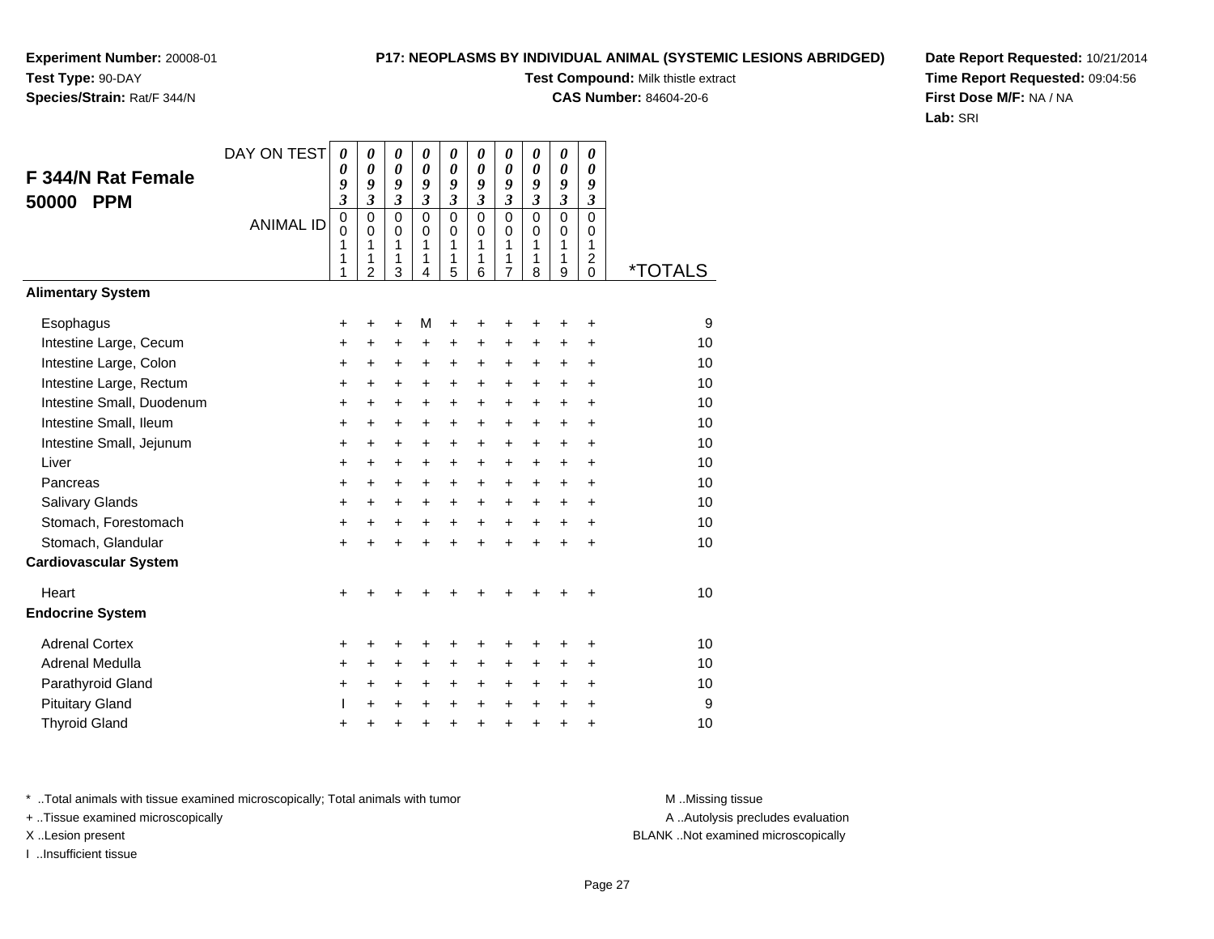**Experiment Number:** 20008-01
**Test Type:** 90-DAY
**Species/Strain:** Rat/F 344/N

**P17: NEOPLASMS BY INDIVIDUAL ANIMAL (SYSTEMIC LESIONS ABRIDGED)**
**Test Compound:** Milk thistle extract
**CAS Number:** 84604-20-6

**Date Report Requested:** 10/21/2014
**Time Report Requested:** 09:04:56
**First Dose M/F:** NA / NA
**Lab:** SRI

## F 344/N Rat Female 50000 PPM

| DAY ON TEST | 0093 | 0093 | 0093 | 0093 | 0093 | 0093 | 0093 | 0093 | 0093 | 0093 | |
|---|---|---|---|---|---|---|---|---|---|---|---|
| ANIMAL ID | 00111 | 00112 | 00113 | 00114 | 00115 | 00116 | 00117 | 00118 | 00119 | 00120 | *TOTALS |
| **Alimentary System** | | | | | | | | | | | |
| Esophagus | + | + | + | M | + | + | + | + | + | + | 9 |
| Intestine Large, Cecum | + | + | + | + | + | + | + | + | + | + | 10 |
| Intestine Large, Colon | + | + | + | + | + | + | + | + | + | + | 10 |
| Intestine Large, Rectum | + | + | + | + | + | + | + | + | + | + | 10 |
| Intestine Small, Duodenum | + | + | + | + | + | + | + | + | + | + | 10 |
| Intestine Small, Ileum | + | + | + | + | + | + | + | + | + | + | 10 |
| Intestine Small, Jejunum | + | + | + | + | + | + | + | + | + | + | 10 |
| Liver | + | + | + | + | + | + | + | + | + | + | 10 |
| Pancreas | + | + | + | + | + | + | + | + | + | + | 10 |
| Salivary Glands | + | + | + | + | + | + | + | + | + | + | 10 |
| Stomach, Forestomach | + | + | + | + | + | + | + | + | + | + | 10 |
| Stomach, Glandular | + | + | + | + | + | + | + | + | + | + | 10 |
| **Cardiovascular System** | | | | | | | | | | | |
| Heart | + | + | + | + | + | + | + | + | + | + | 10 |
| **Endocrine System** | | | | | | | | | | | |
| Adrenal Cortex | + | + | + | + | + | + | + | + | + | + | 10 |
| Adrenal Medulla | + | + | + | + | + | + | + | + | + | + | 10 |
| Parathyroid Gland | + | + | + | + | + | + | + | + | + | + | 10 |
| Pituitary Gland | I | + | + | + | + | + | + | + | + | + | 9 |
| Thyroid Gland | + | + | + | + | + | + | + | + | + | + | 10 |

* ..Total animals with tissue examined microscopically; Total animals with tumor
+ ..Tissue examined microscopically
X ..Lesion present
I ..Insufficient tissue

M ..Missing tissue
A ..Autolysis precludes evaluation
BLANK ..Not examined microscopically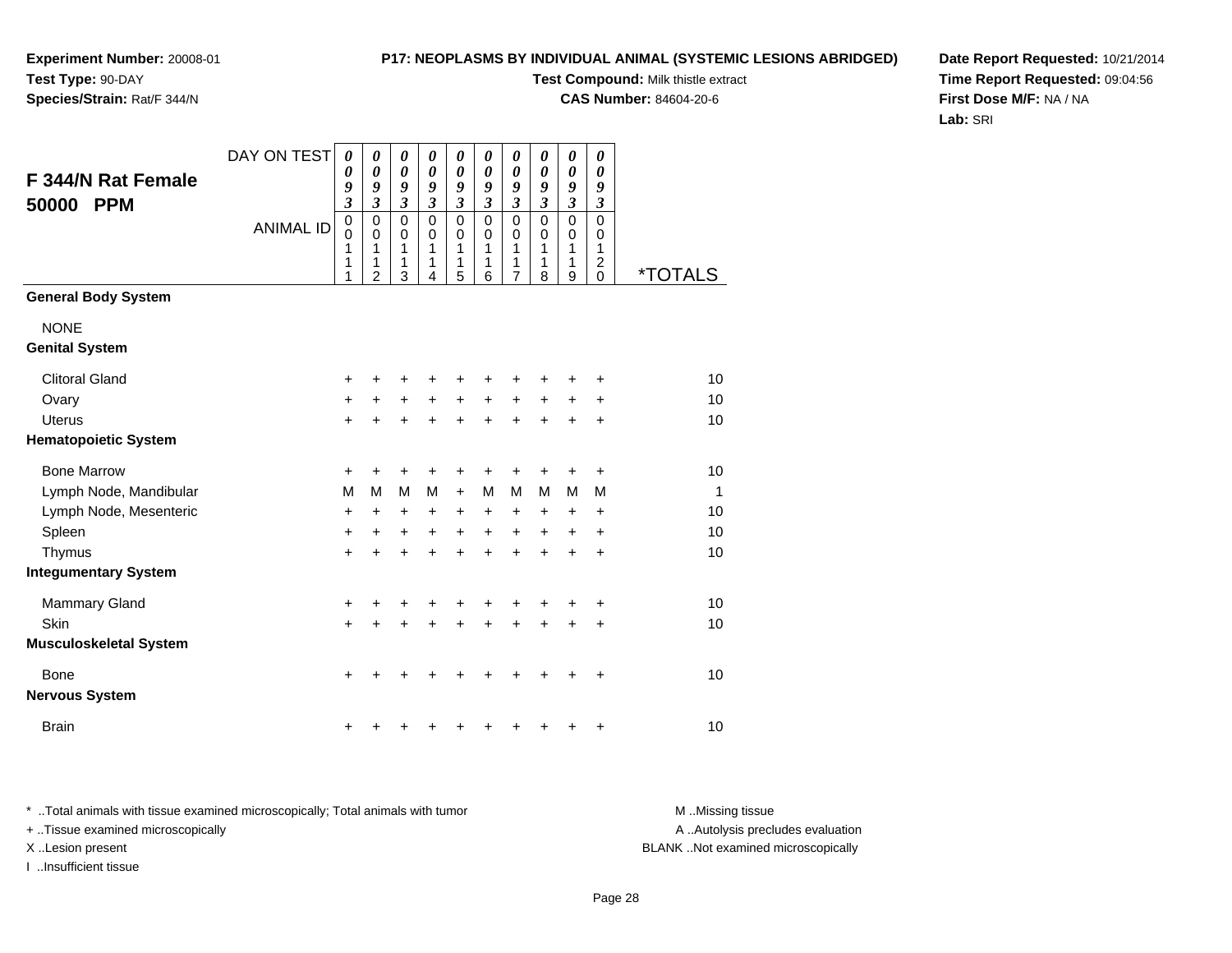**Experiment Number:** 20008-01
**Test Type:** 90-DAY
**Species/Strain:** Rat/F 344/N

**P17: NEOPLASMS BY INDIVIDUAL ANIMAL (SYSTEMIC LESIONS ABRIDGED)**
**Test Compound:** Milk thistle extract
**CAS Number:** 84604-20-6

**Date Report Requested:** 10/21/2014
**Time Report Requested:** 09:04:56
**First Dose M/F:** NA / NA
**Lab:** SRI

## F 344/N Rat Female 50000 PPM

| DAY ON TEST | 0093 | 0093 | 0093 | 0093 | 0093 | 0093 | 0093 | 0093 | 0093 | 0093 | |
|---|---|---|---|---|---|---|---|---|---|---|---|
| ANIMAL ID | 00111 | 00112 | 00113 | 00114 | 00115 | 00116 | 00117 | 00118 | 00119 | 00120 | *TOTALS |
| **General Body System** | | | | | | | | | | | |
| NONE | | | | | | | | | | | |
| **Genital System** | | | | | | | | | | | |
| Clitoral Gland | + | + | + | + | + | + | + | + | + | + | 10 |
| Ovary | + | + | + | + | + | + | + | + | + | + | 10 |
| Uterus | + | + | + | + | + | + | + | + | + | + | 10 |
| **Hematopoietic System** | | | | | | | | | | | |
| Bone Marrow | + | + | + | + | + | + | + | + | + | + | 10 |
| Lymph Node, Mandibular | M | M | M | M | + | M | M | M | M | M | 1 |
| Lymph Node, Mesenteric | + | + | + | + | + | + | + | + | + | + | 10 |
| Spleen | + | + | + | + | + | + | + | + | + | + | 10 |
| Thymus | + | + | + | + | + | + | + | + | + | + | 10 |
| **Integumentary System** | | | | | | | | | | | |
| Mammary Gland | + | + | + | + | + | + | + | + | + | + | 10 |
| Skin | + | + | + | + | + | + | + | + | + | + | 10 |
| **Musculoskeletal System** | | | | | | | | | | | |
| Bone | + | + | + | + | + | + | + | + | + | + | 10 |
| **Nervous System** | | | | | | | | | | | |
| Brain | + | + | + | + | + | + | + | + | + | + | 10 |

* ..Total animals with tissue examined microscopically; Total animals with tumor
+ ..Tissue examined microscopically
X ..Lesion present
I ..Insufficient tissue

M ..Missing tissue
A ..Autolysis precludes evaluation
BLANK ..Not examined microscopically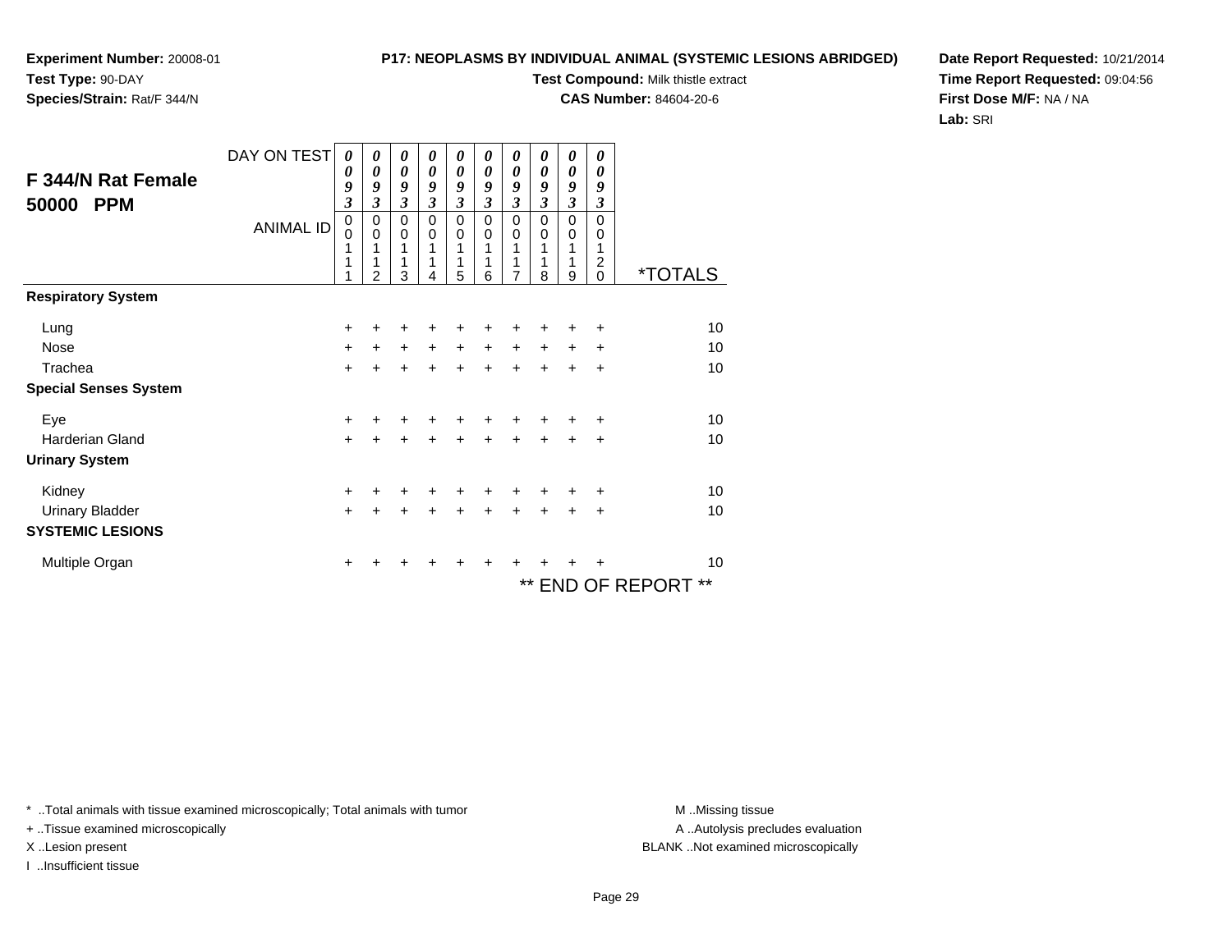**Experiment Number:** 20008-01
**Test Type:** 90-DAY
**Species/Strain:** Rat/F 344/N

**P17: NEOPLASMS BY INDIVIDUAL ANIMAL (SYSTEMIC LESIONS ABRIDGED)**
**Test Compound:** Milk thistle extract
**CAS Number:** 84604-20-6

**Date Report Requested:** 10/21/2014
**Time Report Requested:** 09:04:56
**First Dose M/F:** NA / NA
**Lab:** SRI

## F 344/N Rat Female 50000 PPM

| DAY ON TEST | 0093 | 0093 | 0093 | 0093 | 0093 | 0093 | 0093 | 0093 | 0093 | 0093 | |
|---|---|---|---|---|---|---|---|---|---|---|---|
| **ANIMAL ID** | 00111 | 00112 | 00113 | 00114 | 00115 | 00116 | 00117 | 00118 | 00119 | 00120 | ***TOTALS** |
| **Respiratory System** | | | | | | | | | | | |
| Lung | + | + | + | + | + | + | + | + | + | + | 10 |
| Nose | + | + | + | + | + | + | + | + | + | + | 10 |
| Trachea | + | + | + | + | + | + | + | + | + | + | 10 |
| **Special Senses System** | | | | | | | | | | | |
| Eye | + | + | + | + | + | + | + | + | + | + | 10 |
| Harderian Gland | + | + | + | + | + | + | + | + | + | + | 10 |
| **Urinary System** | | | | | | | | | | | |
| Kidney | + | + | + | + | + | + | + | + | + | + | 10 |
| Urinary Bladder | + | + | + | + | + | + | + | + | + | + | 10 |
| **SYSTEMIC LESIONS** | | | | | | | | | | | |
| Multiple Organ | + | + | + | + | + | + | + | + | + | + | 10 |

** END OF REPORT **

* ..Total animals with tissue examined microscopically; Total animals with tumor
+ ..Tissue examined microscopically
X ..Lesion present
I ..Insufficient tissue

M ..Missing tissue
A ..Autolysis precludes evaluation
BLANK ..Not examined microscopically